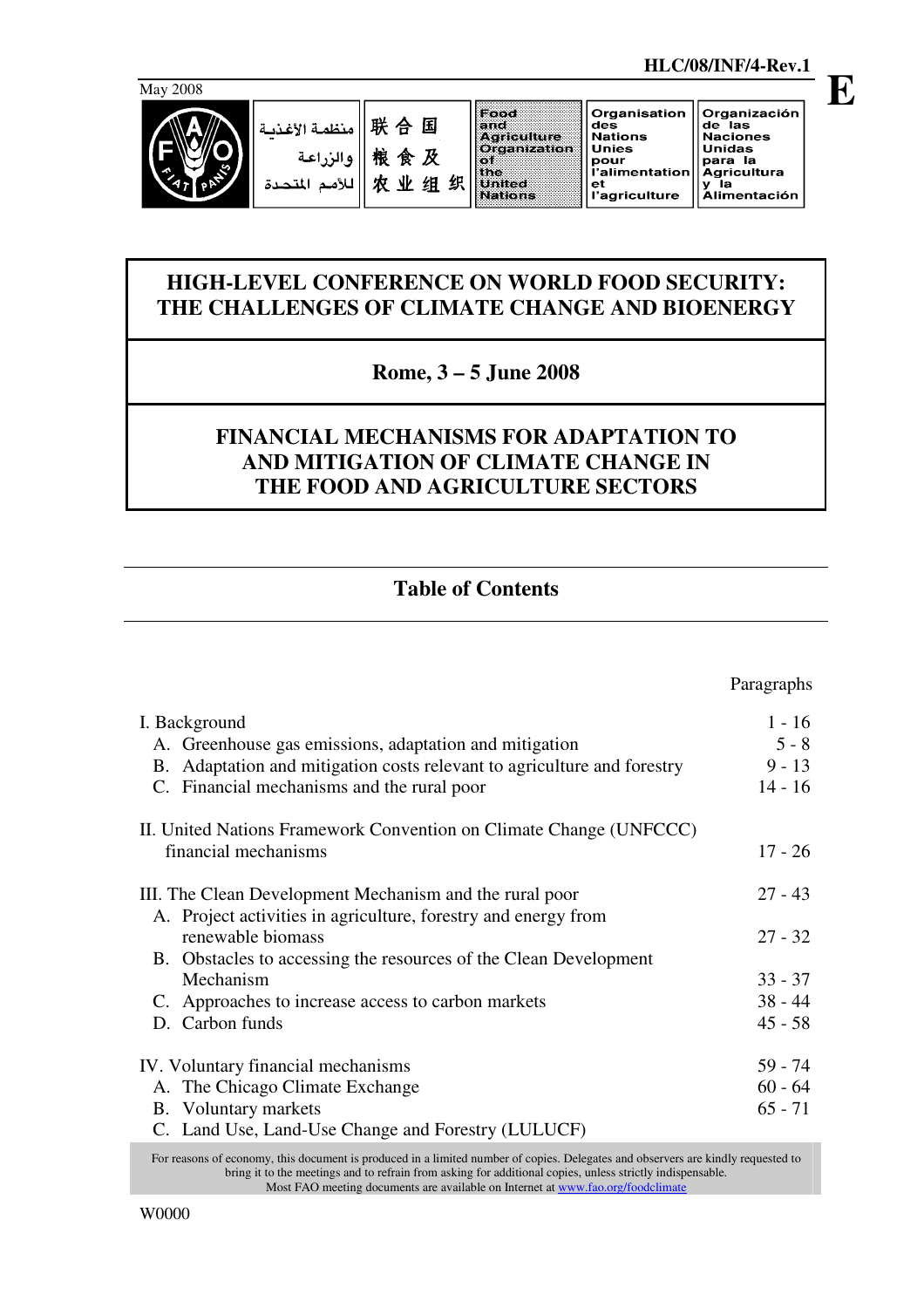HLC/08/INF/4-Rev.1

May 2008

E

| منظمة الأغذية والزراعة للأمم المتحدة | 联合国粮食及农业组织 | Food and Agriculture Organization of the United Nations | Organisation des Nations Unies pour l'alimentation et l'agriculture | Organización de las Naciones Unidas para la Agricultura y la Alimentación |
|---|---|---|---|---|

# HIGH-LEVEL CONFERENCE ON WORLD FOOD SECURITY: THE CHALLENGES OF CLIMATE CHANGE AND BIOENERGY

## Rome, 3 – 5 June 2008

## FINANCIAL MECHANISMS FOR ADAPTATION TO AND MITIGATION OF CLIMATE CHANGE IN THE FOOD AND AGRICULTURE SECTORS

## Table of Contents

| | Paragraphs |
|---|---|
| I. Background | 1 - 16 |
| A. Greenhouse gas emissions, adaptation and mitigation | 5 - 8 |
| B. Adaptation and mitigation costs relevant to agriculture and forestry | 9 - 13 |
| C. Financial mechanisms and the rural poor | 14 - 16 |
| II. United Nations Framework Convention on Climate Change (UNFCCC) financial mechanisms | 17 - 26 |
| III. The Clean Development Mechanism and the rural poor | 27 - 43 |
| A. Project activities in agriculture, forestry and energy from renewable biomass | 27 - 32 |
| B. Obstacles to accessing the resources of the Clean Development Mechanism | 33 - 37 |
| C. Approaches to increase access to carbon markets | 38 - 44 |
| D. Carbon funds | 45 - 58 |
| IV. Voluntary financial mechanisms | 59 - 74 |
| A. The Chicago Climate Exchange | 60 - 64 |
| B. Voluntary markets | 65 - 71 |
| C. Land Use, Land-Use Change and Forestry (LULUCF) | |

For reasons of economy, this document is produced in a limited number of copies. Delegates and observers are kindly requested to bring it to the meetings and to refrain from asking for additional copies, unless strictly indispensable. Most FAO meeting documents are available on Internet at www.fao.org/foodclimate

W0000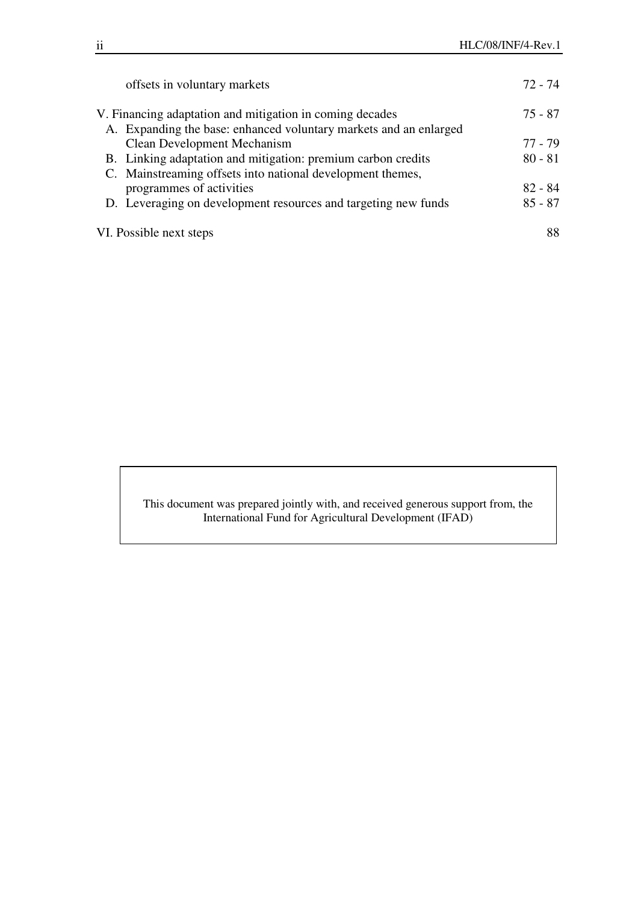offsets in voluntary markets 72 - 74

V. Financing adaptation and mitigation in coming decades 75 - 87

A. Expanding the base: enhanced voluntary markets and an enlarged Clean Development Mechanism 77 - 79

B. Linking adaptation and mitigation: premium carbon credits 80 - 81

C. Mainstreaming offsets into national development themes, programmes of activities 82 - 84

D. Leveraging on development resources and targeting new funds 85 - 87

VI. Possible next steps 88

This document was prepared jointly with, and received generous support from, the International Fund for Agricultural Development (IFAD)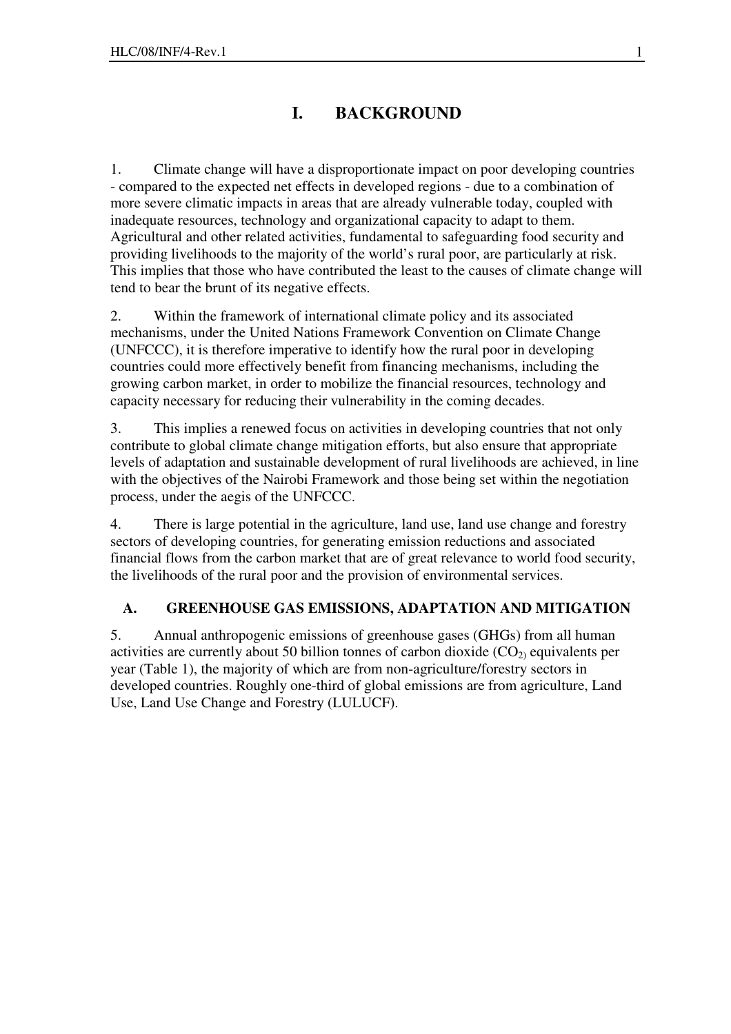# I. BACKGROUND

1. Climate change will have a disproportionate impact on poor developing countries - compared to the expected net effects in developed regions - due to a combination of more severe climatic impacts in areas that are already vulnerable today, coupled with inadequate resources, technology and organizational capacity to adapt to them. Agricultural and other related activities, fundamental to safeguarding food security and providing livelihoods to the majority of the world's rural poor, are particularly at risk. This implies that those who have contributed the least to the causes of climate change will tend to bear the brunt of its negative effects.

2. Within the framework of international climate policy and its associated mechanisms, under the United Nations Framework Convention on Climate Change (UNFCCC), it is therefore imperative to identify how the rural poor in developing countries could more effectively benefit from financing mechanisms, including the growing carbon market, in order to mobilize the financial resources, technology and capacity necessary for reducing their vulnerability in the coming decades.

3. This implies a renewed focus on activities in developing countries that not only contribute to global climate change mitigation efforts, but also ensure that appropriate levels of adaptation and sustainable development of rural livelihoods are achieved, in line with the objectives of the Nairobi Framework and those being set within the negotiation process, under the aegis of the UNFCCC.

4. There is large potential in the agriculture, land use, land use change and forestry sectors of developing countries, for generating emission reductions and associated financial flows from the carbon market that are of great relevance to world food security, the livelihoods of the rural poor and the provision of environmental services.

## A. GREENHOUSE GAS EMISSIONS, ADAPTATION AND MITIGATION

5. Annual anthropogenic emissions of greenhouse gases (GHGs) from all human activities are currently about 50 billion tonnes of carbon dioxide ($CO_2$) equivalents per year (Table 1), the majority of which are from non-agriculture/forestry sectors in developed countries. Roughly one-third of global emissions are from agriculture, Land Use, Land Use Change and Forestry (LULUCF).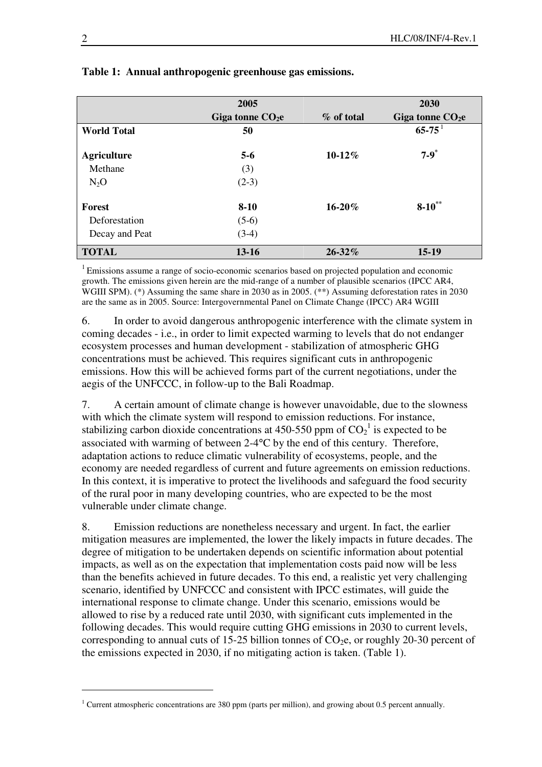**Table 1: Annual anthropogenic greenhouse gas emissions.**

| | 2005 Giga tonne $CO_2e$ | % of total | 2030 Giga tonne $CO_2e$ |
|---|---|---|---|
| **World Total** | **50** | | **65-75** [1] |
| **Agriculture** | **5-6** | **10-12%** | **7-9** [*] |
| Methane | (3) | | |
| $N_2O$ | (2-3) | | |
| **Forest** | **8-10** | **16-20%** | **8-10** [**] |
| Deforestation | (5-6) | | |
| Decay and Peat | (3-4) | | |
| **TOTAL** | **13-16** | **26-32%** | **15-19** |

[1] Emissions assume a range of socio-economic scenarios based on projected population and economic growth. The emissions given herein are the mid-range of a number of plausible scenarios (IPCC AR4, WGIII SPM). (*) Assuming the same share in 2030 as in 2005. (**) Assuming deforestation rates in 2030 are the same as in 2005. Source: Intergovernmental Panel on Climate Change (IPCC) AR4 WGIII

6. In order to avoid dangerous anthropogenic interference with the climate system in coming decades - i.e., in order to limit expected warming to levels that do not endanger ecosystem processes and human development - stabilization of atmospheric GHG concentrations must be achieved. This requires significant cuts in anthropogenic emissions. How this will be achieved forms part of the current negotiations, under the aegis of the UNFCCC, in follow-up to the Bali Roadmap.

7. A certain amount of climate change is however unavoidable, due to the slowness with which the climate system will respond to emission reductions. For instance, stabilizing carbon dioxide concentrations at 450-550 ppm of $CO_2$[1] is expected to be associated with warming of between 2-4°C by the end of this century. Therefore, adaptation actions to reduce climatic vulnerability of ecosystems, people, and the economy are needed regardless of current and future agreements on emission reductions. In this context, it is imperative to protect the livelihoods and safeguard the food security of the rural poor in many developing countries, who are expected to be the most vulnerable under climate change.

8. Emission reductions are nonetheless necessary and urgent. In fact, the earlier mitigation measures are implemented, the lower the likely impacts in future decades. The degree of mitigation to be undertaken depends on scientific information about potential impacts, as well as on the expectation that implementation costs paid now will be less than the benefits achieved in future decades. To this end, a realistic yet very challenging scenario, identified by UNFCCC and consistent with IPCC estimates, will guide the international response to climate change. Under this scenario, emissions would be allowed to rise by a reduced rate until 2030, with significant cuts implemented in the following decades. This would require cutting GHG emissions in 2030 to current levels, corresponding to annual cuts of 15-25 billion tonnes of $CO_2e$, or roughly 20-30 percent of the emissions expected in 2030, if no mitigating action is taken. (Table 1).

---

[1] Current atmospheric concentrations are 380 ppm (parts per million), and growing about 0.5 percent annually.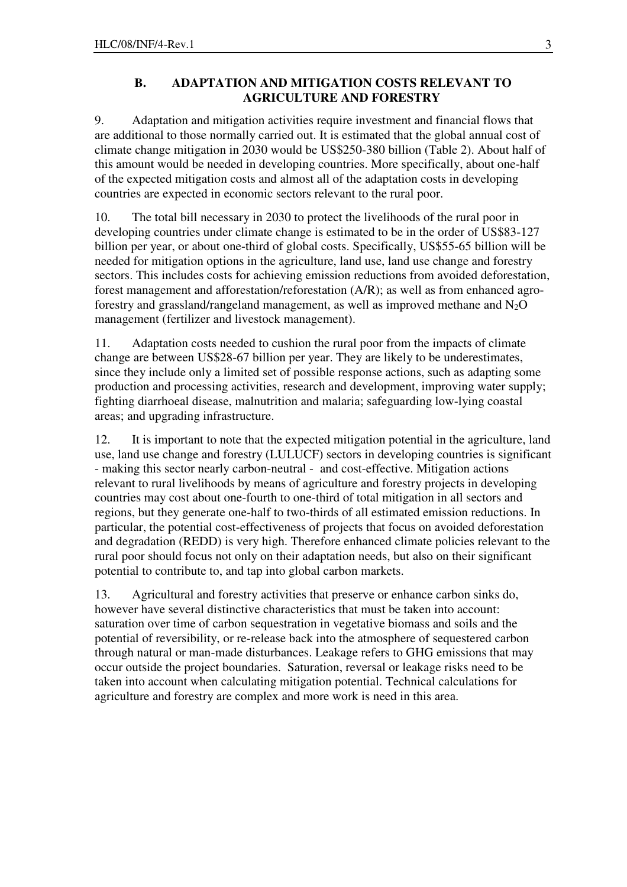## B. ADAPTATION AND MITIGATION COSTS RELEVANT TO AGRICULTURE AND FORESTRY

9. Adaptation and mitigation activities require investment and financial flows that are additional to those normally carried out. It is estimated that the global annual cost of climate change mitigation in 2030 would be US$250-380 billion (Table 2). About half of this amount would be needed in developing countries. More specifically, about one-half of the expected mitigation costs and almost all of the adaptation costs in developing countries are expected in economic sectors relevant to the rural poor.

10. The total bill necessary in 2030 to protect the livelihoods of the rural poor in developing countries under climate change is estimated to be in the order of US$83-127 billion per year, or about one-third of global costs. Specifically, US$55-65 billion will be needed for mitigation options in the agriculture, land use, land use change and forestry sectors. This includes costs for achieving emission reductions from avoided deforestation, forest management and afforestation/reforestation (A/R); as well as from enhanced agro-forestry and grassland/rangeland management, as well as improved methane and $N_2O$ management (fertilizer and livestock management).

11. Adaptation costs needed to cushion the rural poor from the impacts of climate change are between US$28-67 billion per year. They are likely to be underestimates, since they include only a limited set of possible response actions, such as adapting some production and processing activities, research and development, improving water supply; fighting diarrhoeal disease, malnutrition and malaria; safeguarding low-lying coastal areas; and upgrading infrastructure.

12. It is important to note that the expected mitigation potential in the agriculture, land use, land use change and forestry (LULUCF) sectors in developing countries is significant - making this sector nearly carbon-neutral - and cost-effective. Mitigation actions relevant to rural livelihoods by means of agriculture and forestry projects in developing countries may cost about one-fourth to one-third of total mitigation in all sectors and regions, but they generate one-half to two-thirds of all estimated emission reductions. In particular, the potential cost-effectiveness of projects that focus on avoided deforestation and degradation (REDD) is very high. Therefore enhanced climate policies relevant to the rural poor should focus not only on their adaptation needs, but also on their significant potential to contribute to, and tap into global carbon markets.

13. Agricultural and forestry activities that preserve or enhance carbon sinks do, however have several distinctive characteristics that must be taken into account: saturation over time of carbon sequestration in vegetative biomass and soils and the potential of reversibility, or re-release back into the atmosphere of sequestered carbon through natural or man-made disturbances. Leakage refers to GHG emissions that may occur outside the project boundaries. Saturation, reversal or leakage risks need to be taken into account when calculating mitigation potential. Technical calculations for agriculture and forestry are complex and more work is need in this area.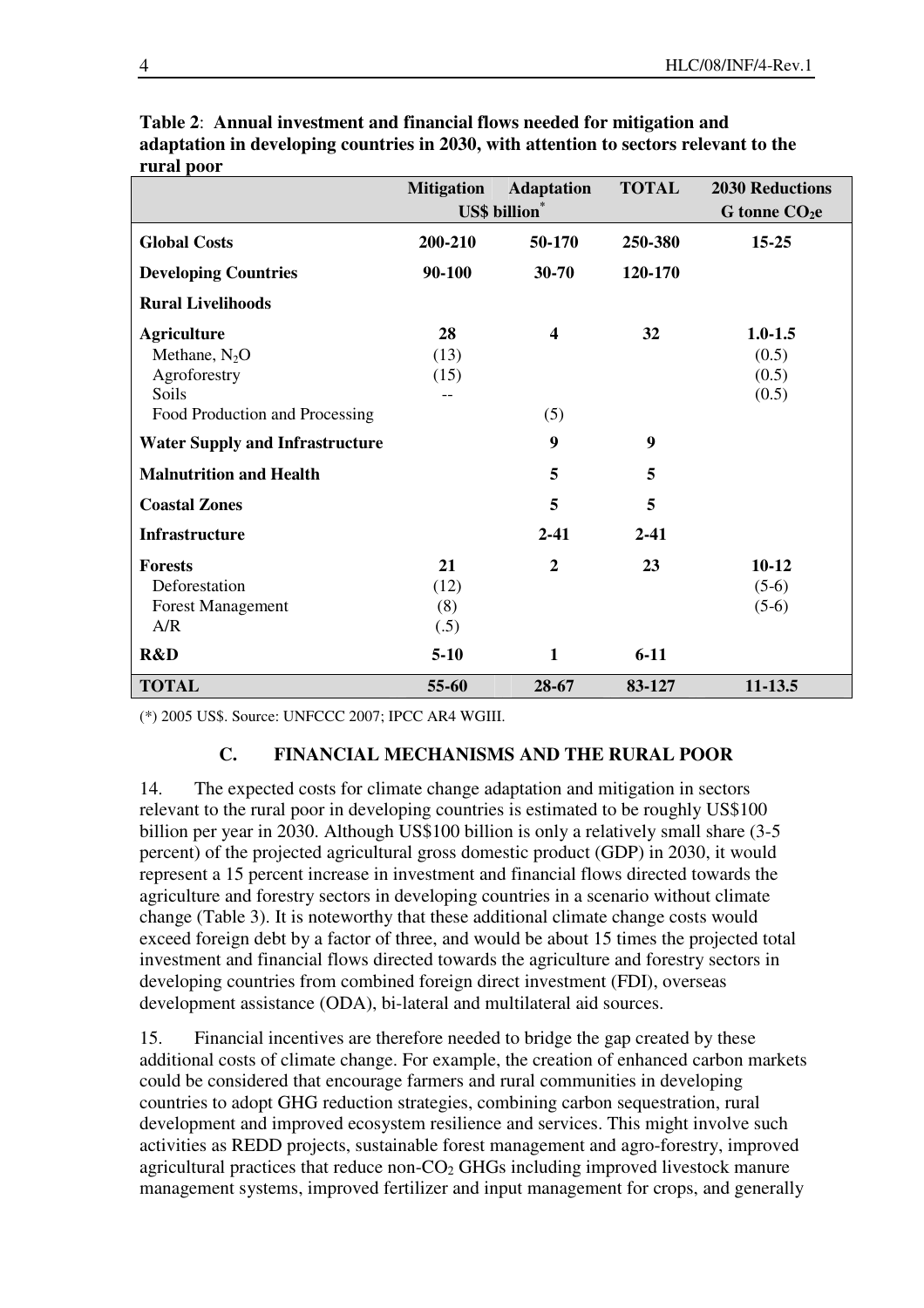**Table 2**: **Annual investment and financial flows needed for mitigation and adaptation in developing countries in 2030, with attention to sectors relevant to the rural poor**

| | Mitigation | Adaptation | TOTAL | 2030 Reductions |
|---|---|---|---|---|
| | US$ billion* | | | G tonne $CO_2e$ |
| **Global Costs** | **200-210** | **50-170** | **250-380** | **15-25** |
| **Developing Countries** | **90-100** | **30-70** | **120-170** | |
| **Rural Livelihoods** | | | | |
| **Agriculture** | **28** | **4** | **32** | **1.0-1.5** |
| Methane, $N_2O$ | (13) | | | (0.5) |
| Agroforestry | (15) | | | (0.5) |
| Soils | -- | | | (0.5) |
| Food Production and Processing | | (5) | | |
| **Water Supply and Infrastructure** | | **9** | **9** | |
| **Malnutrition and Health** | | **5** | **5** | |
| **Coastal Zones** | | **5** | **5** | |
| **Infrastructure** | | **2-41** | **2-41** | |
| **Forests** | **21** | **2** | **23** | **10-12** |
| Deforestation | (12) | | | (5-6) |
| Forest Management | (8) | | | (5-6) |
| A/R | (.5) | | | |
| **R&D** | **5-10** | **1** | **6-11** | |
| **TOTAL** | **55-60** | **28-67** | **83-127** | **11-13.5** |

(*) 2005 US$. Source: UNFCCC 2007; IPCC AR4 WGIII.

## C. FINANCIAL MECHANISMS AND THE RURAL POOR

14. The expected costs for climate change adaptation and mitigation in sectors relevant to the rural poor in developing countries is estimated to be roughly US$100 billion per year in 2030. Although US$100 billion is only a relatively small share (3-5 percent) of the projected agricultural gross domestic product (GDP) in 2030, it would represent a 15 percent increase in investment and financial flows directed towards the agriculture and forestry sectors in developing countries in a scenario without climate change (Table 3). It is noteworthy that these additional climate change costs would exceed foreign debt by a factor of three, and would be about 15 times the projected total investment and financial flows directed towards the agriculture and forestry sectors in developing countries from combined foreign direct investment (FDI), overseas development assistance (ODA), bi-lateral and multilateral aid sources.

15. Financial incentives are therefore needed to bridge the gap created by these additional costs of climate change. For example, the creation of enhanced carbon markets could be considered that encourage farmers and rural communities in developing countries to adopt GHG reduction strategies, combining carbon sequestration, rural development and improved ecosystem resilience and services. This might involve such activities as REDD projects, sustainable forest management and agro-forestry, improved agricultural practices that reduce non-$CO_2$ GHGs including improved livestock manure management systems, improved fertilizer and input management for crops, and generally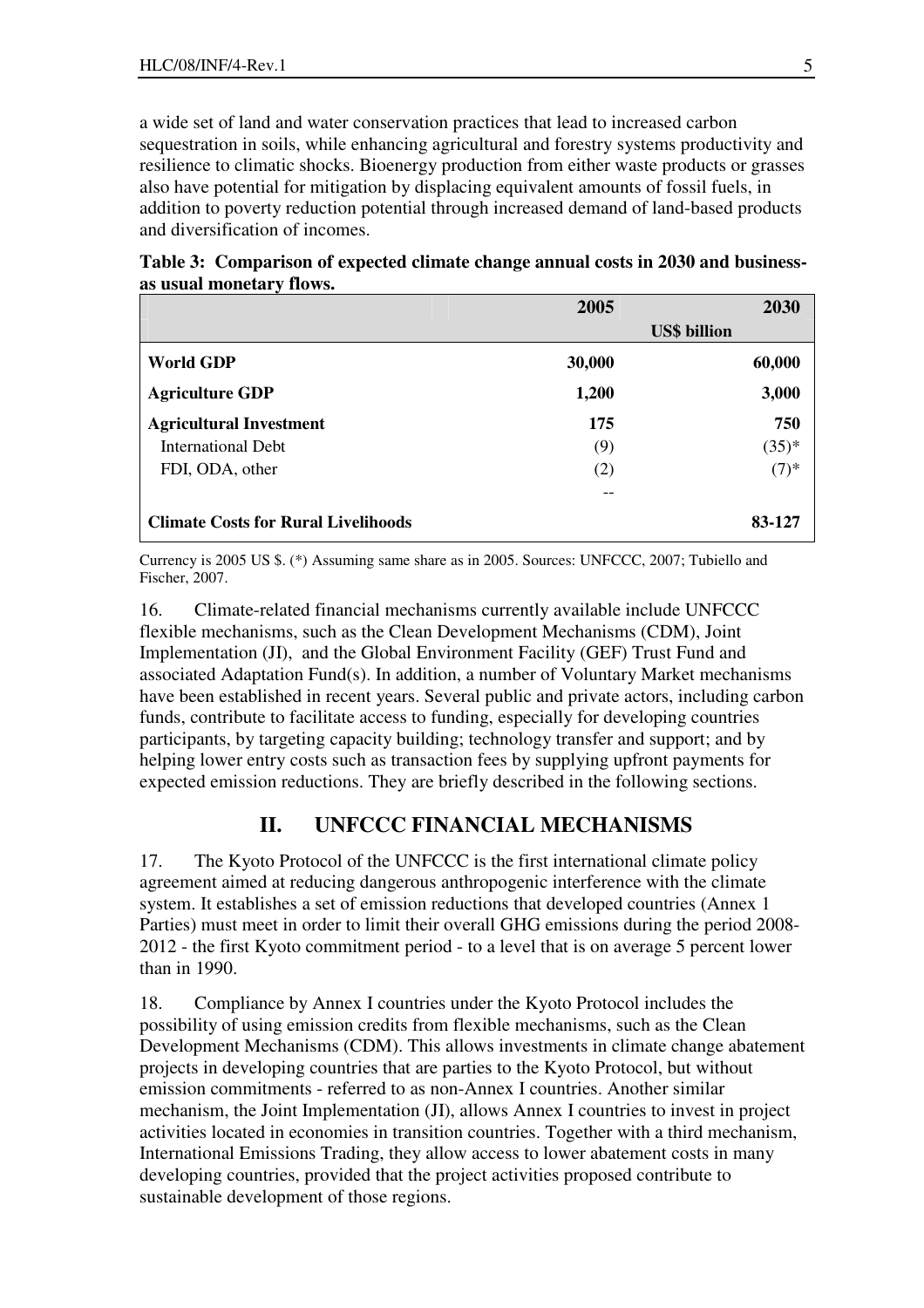a wide set of land and water conservation practices that lead to increased carbon sequestration in soils, while enhancing agricultural and forestry systems productivity and resilience to climatic shocks. Bioenergy production from either waste products or grasses also have potential for mitigation by displacing equivalent amounts of fossil fuels, in addition to poverty reduction potential through increased demand of land-based products and diversification of incomes.

**Table 3: Comparison of expected climate change annual costs in 2030 and business-as usual monetary flows.**

| | 2005 | 2030 |
|---|---|---|
| | US$ billion | |
| **World GDP** | **30,000** | **60,000** |
| **Agriculture GDP** | **1,200** | **3,000** |
| **Agricultural Investment** | **175** | **750** |
| International Debt | (9) | (35)* |
| FDI, ODA, other | (2) | (7)* |
| | -- | |
| **Climate Costs for Rural Livelihoods** | | **83-127** |

Currency is 2005 US $. (*) Assuming same share as in 2005. Sources: UNFCCC, 2007; Tubiello and Fischer, 2007.

16. Climate-related financial mechanisms currently available include UNFCCC flexible mechanisms, such as the Clean Development Mechanisms (CDM), Joint Implementation (JI), and the Global Environment Facility (GEF) Trust Fund and associated Adaptation Fund(s). In addition, a number of Voluntary Market mechanisms have been established in recent years. Several public and private actors, including carbon funds, contribute to facilitate access to funding, especially for developing countries participants, by targeting capacity building; technology transfer and support; and by helping lower entry costs such as transaction fees by supplying upfront payments for expected emission reductions. They are briefly described in the following sections.

## II. UNFCCC FINANCIAL MECHANISMS

17. The Kyoto Protocol of the UNFCCC is the first international climate policy agreement aimed at reducing dangerous anthropogenic interference with the climate system. It establishes a set of emission reductions that developed countries (Annex 1 Parties) must meet in order to limit their overall GHG emissions during the period 2008-2012 - the first Kyoto commitment period - to a level that is on average 5 percent lower than in 1990.

18. Compliance by Annex I countries under the Kyoto Protocol includes the possibility of using emission credits from flexible mechanisms, such as the Clean Development Mechanisms (CDM). This allows investments in climate change abatement projects in developing countries that are parties to the Kyoto Protocol, but without emission commitments - referred to as non-Annex I countries. Another similar mechanism, the Joint Implementation (JI), allows Annex I countries to invest in project activities located in economies in transition countries. Together with a third mechanism, International Emissions Trading, they allow access to lower abatement costs in many developing countries, provided that the project activities proposed contribute to sustainable development of those regions.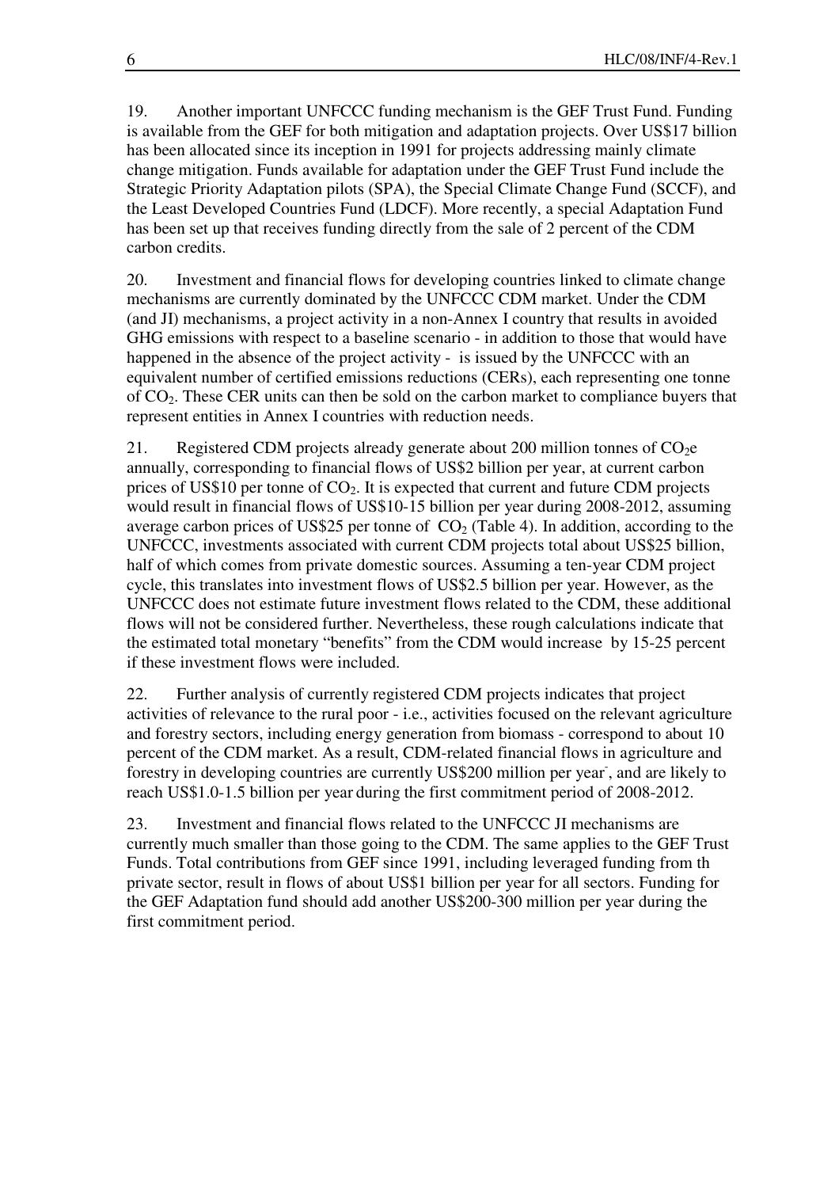19. Another important UNFCCC funding mechanism is the GEF Trust Fund. Funding is available from the GEF for both mitigation and adaptation projects. Over US$17 billion has been allocated since its inception in 1991 for projects addressing mainly climate change mitigation. Funds available for adaptation under the GEF Trust Fund include the Strategic Priority Adaptation pilots (SPA), the Special Climate Change Fund (SCCF), and the Least Developed Countries Fund (LDCF). More recently, a special Adaptation Fund has been set up that receives funding directly from the sale of 2 percent of the CDM carbon credits.

20. Investment and financial flows for developing countries linked to climate change mechanisms are currently dominated by the UNFCCC CDM market. Under the CDM (and JI) mechanisms, a project activity in a non-Annex I country that results in avoided GHG emissions with respect to a baseline scenario - in addition to those that would have happened in the absence of the project activity - is issued by the UNFCCC with an equivalent number of certified emissions reductions (CERs), each representing one tonne of $CO_2$. These CER units can then be sold on the carbon market to compliance buyers that represent entities in Annex I countries with reduction needs.

21. Registered CDM projects already generate about 200 million tonnes of $CO_2e$ annually, corresponding to financial flows of US$2 billion per year, at current carbon prices of US$10 per tonne of $CO_2$. It is expected that current and future CDM projects would result in financial flows of US$10-15 billion per year during 2008-2012, assuming average carbon prices of US$25 per tonne of $CO_2$ (Table 4). In addition, according to the UNFCCC, investments associated with current CDM projects total about US$25 billion, half of which comes from private domestic sources. Assuming a ten-year CDM project cycle, this translates into investment flows of US$2.5 billion per year. However, as the UNFCCC does not estimate future investment flows related to the CDM, these additional flows will not be considered further. Nevertheless, these rough calculations indicate that the estimated total monetary "benefits" from the CDM would increase by 15-25 percent if these investment flows were included.

22. Further analysis of currently registered CDM projects indicates that project activities of relevance to the rural poor - i.e., activities focused on the relevant agriculture and forestry sectors, including energy generation from biomass - correspond to about 10 percent of the CDM market. As a result, CDM-related financial flows in agriculture and forestry in developing countries are currently US$200 million per year, and are likely to reach US$1.0-1.5 billion per year during the first commitment period of 2008-2012.

23. Investment and financial flows related to the UNFCCC JI mechanisms are currently much smaller than those going to the CDM. The same applies to the GEF Trust Funds. Total contributions from GEF since 1991, including leveraged funding from th private sector, result in flows of about US$1 billion per year for all sectors. Funding for the GEF Adaptation fund should add another US$200-300 million per year during the first commitment period.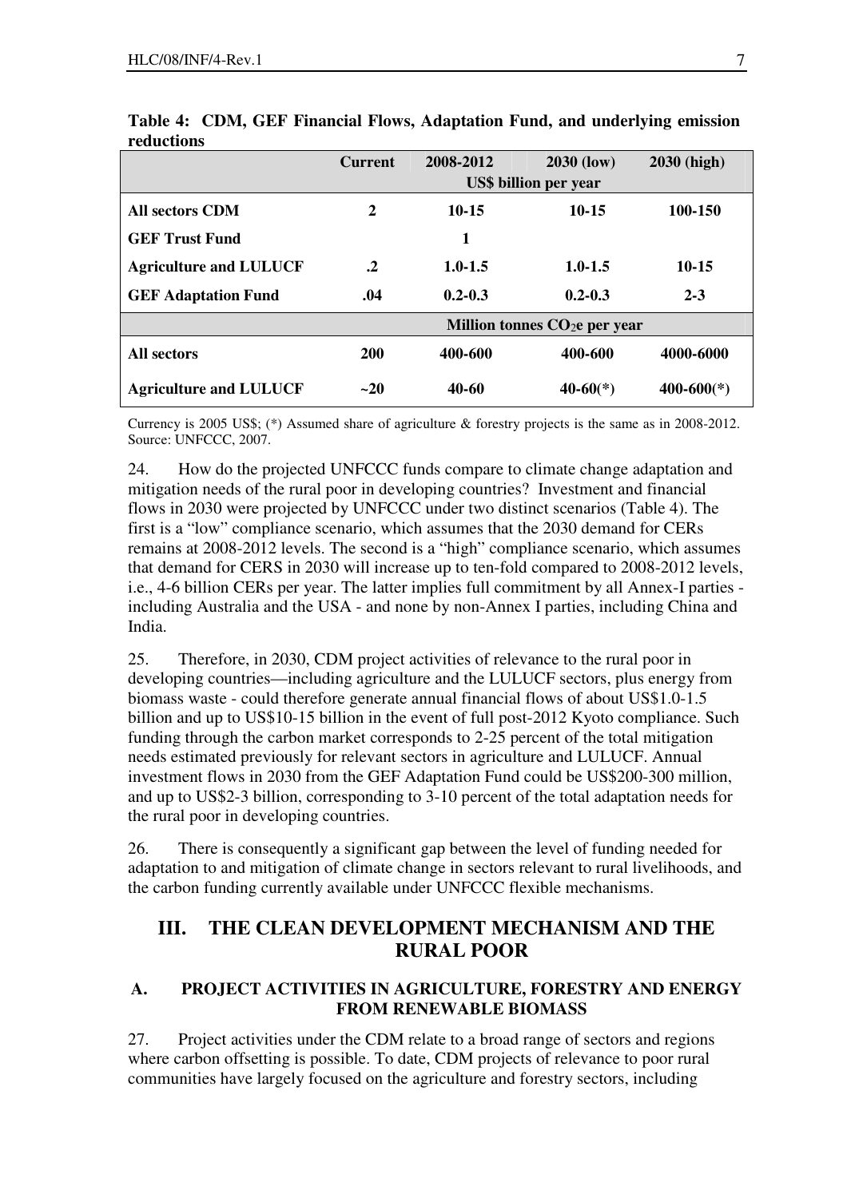**Table 4: CDM, GEF Financial Flows, Adaptation Fund, and underlying emission reductions**

| | Current | 2008-2012 | 2030 (low) | 2030 (high) |
|---|---|---|---|---|
| | US$ billion per year | | | |
| **All sectors CDM** | **2** | **10-15** | **10-15** | **100-150** |
| **GEF Trust Fund** | | **1** | | |
| **Agriculture and LULUCF** | **.2** | **1.0-1.5** | **1.0-1.5** | **10-15** |
| **GEF Adaptation Fund** | **.04** | **0.2-0.3** | **0.2-0.3** | **2-3** |
| | Million tonnes $CO_2$e per year | | | |
| **All sectors** | **200** | **400-600** | **400-600** | **4000-6000** |
| **Agriculture and LULUCF** | **~20** | **40-60** | **40-60(*)** | **400-600(*)** |

Currency is 2005 US$; (*) Assumed share of agriculture & forestry projects is the same as in 2008-2012. Source: UNFCCC, 2007.

24. How do the projected UNFCCC funds compare to climate change adaptation and mitigation needs of the rural poor in developing countries? Investment and financial flows in 2030 were projected by UNFCCC under two distinct scenarios (Table 4). The first is a "low" compliance scenario, which assumes that the 2030 demand for CERs remains at 2008-2012 levels. The second is a "high" compliance scenario, which assumes that demand for CERS in 2030 will increase up to ten-fold compared to 2008-2012 levels, i.e., 4-6 billion CERs per year. The latter implies full commitment by all Annex-I parties - including Australia and the USA - and none by non-Annex I parties, including China and India.

25. Therefore, in 2030, CDM project activities of relevance to the rural poor in developing countries—including agriculture and the LULUCF sectors, plus energy from biomass waste - could therefore generate annual financial flows of about US$1.0-1.5 billion and up to US$10-15 billion in the event of full post-2012 Kyoto compliance. Such funding through the carbon market corresponds to 2-25 percent of the total mitigation needs estimated previously for relevant sectors in agriculture and LULUCF. Annual investment flows in 2030 from the GEF Adaptation Fund could be US$200-300 million, and up to US$2-3 billion, corresponding to 3-10 percent of the total adaptation needs for the rural poor in developing countries.

26. There is consequently a significant gap between the level of funding needed for adaptation to and mitigation of climate change in sectors relevant to rural livelihoods, and the carbon funding currently available under UNFCCC flexible mechanisms.

## III. THE CLEAN DEVELOPMENT MECHANISM AND THE RURAL POOR

### A. PROJECT ACTIVITIES IN AGRICULTURE, FORESTRY AND ENERGY FROM RENEWABLE BIOMASS

27. Project activities under the CDM relate to a broad range of sectors and regions where carbon offsetting is possible. To date, CDM projects of relevance to poor rural communities have largely focused on the agriculture and forestry sectors, including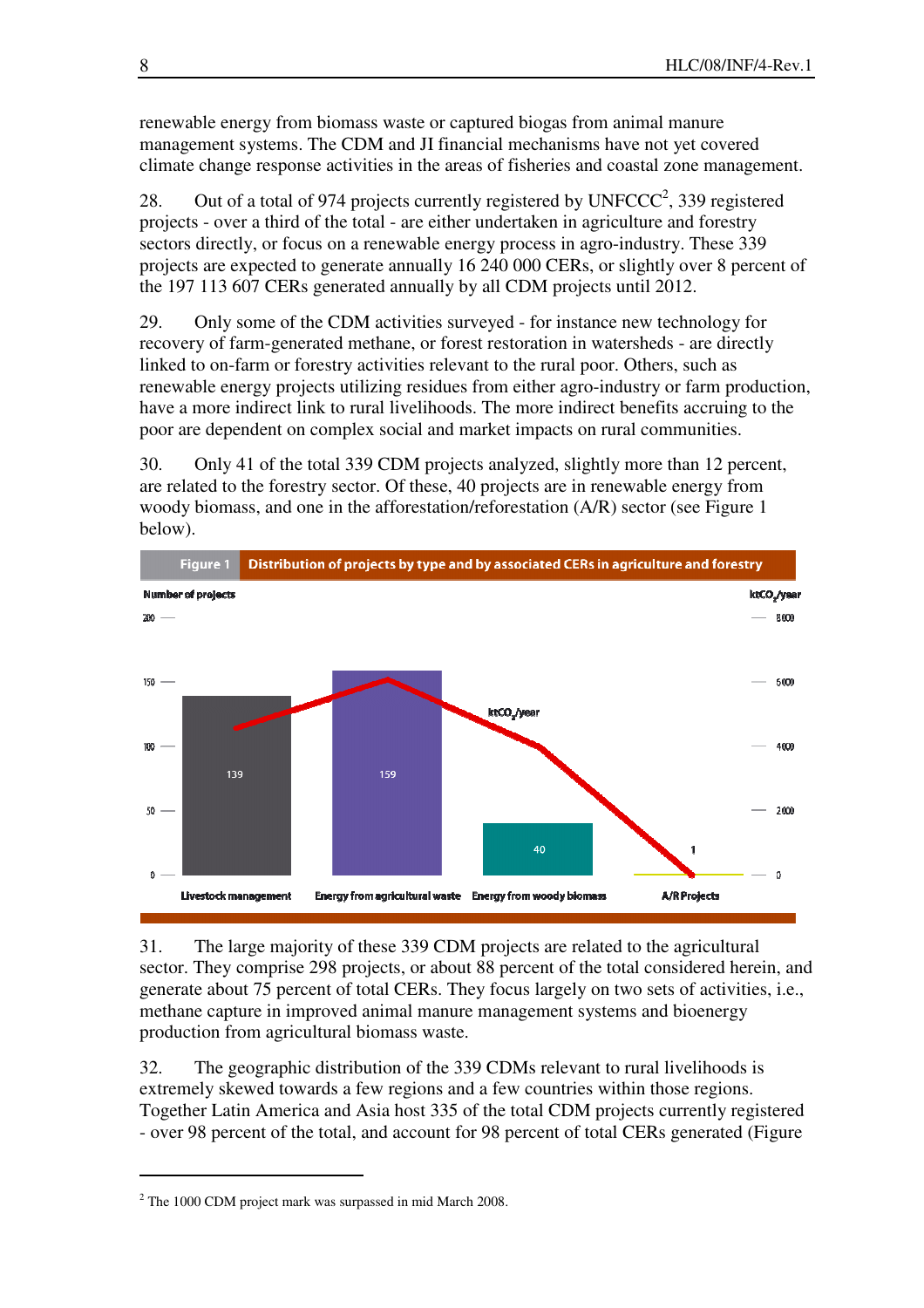renewable energy from biomass waste or captured biogas from animal manure management systems. The CDM and JI financial mechanisms have not yet covered climate change response activities in the areas of fisheries and coastal zone management.

28. Out of a total of 974 projects currently registered by UNFCCC[2], 339 registered projects - over a third of the total - are either undertaken in agriculture and forestry sectors directly, or focus on a renewable energy process in agro-industry. These 339 projects are expected to generate annually 16 240 000 CERs, or slightly over 8 percent of the 197 113 607 CERs generated annually by all CDM projects until 2012.

29. Only some of the CDM activities surveyed - for instance new technology for recovery of farm-generated methane, or forest restoration in watersheds - are directly linked to on-farm or forestry activities relevant to the rural poor. Others, such as renewable energy projects utilizing residues from either agro-industry or farm production, have a more indirect link to rural livelihoods. The more indirect benefits accruing to the poor are dependent on complex social and market impacts on rural communities.

30. Only 41 of the total 339 CDM projects analyzed, slightly more than 12 percent, are related to the forestry sector. Of these, 40 projects are in renewable energy from woody biomass, and one in the afforestation/reforestation (A/R) sector (see Figure 1 below).

**Figure 1 Distribution of projects by type and by associated CERs in agriculture and forestry**

| Project type | Number of projects |
|---|---|
| Livestock management | 139 |
| Energy from agricultural waste | 159 |
| Energy from woody biomass | 40 |
| A/R Projects | 1 |

31. The large majority of these 339 CDM projects are related to the agricultural sector. They comprise 298 projects, or about 88 percent of the total considered herein, and generate about 75 percent of total CERs. They focus largely on two sets of activities, i.e., methane capture in improved animal manure management systems and bioenergy production from agricultural biomass waste.

32. The geographic distribution of the 339 CDMs relevant to rural livelihoods is extremely skewed towards a few regions and a few countries within those regions. Together Latin America and Asia host 335 of the total CDM projects currently registered - over 98 percent of the total, and account for 98 percent of total CERs generated (Figure

[2] The 1000 CDM project mark was surpassed in mid March 2008.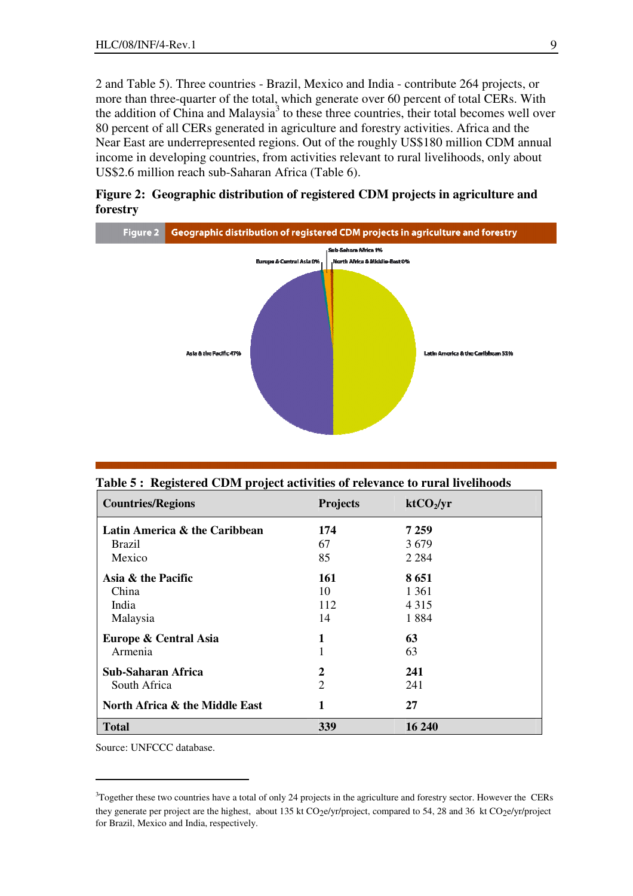2 and Table 5). Three countries - Brazil, Mexico and India - contribute 264 projects, or more than three-quarter of the total, which generate over 60 percent of total CERs. With the addition of China and Malaysia[3] to these three countries, their total becomes well over 80 percent of all CERs generated in agriculture and forestry activities. Africa and the Near East are underrepresented regions. Out of the roughly US$180 million CDM annual income in developing countries, from activities relevant to rural livelihoods, only about US$2.6 million reach sub-Saharan Africa (Table 6).

**Figure 2: Geographic distribution of registered CDM projects in agriculture and forestry**

Figure 2 Geographic distribution of registered CDM projects in agriculture and forestry

Sub-Saharan Africa 1%
Europe & Central Asia 0%
North Africa & Middle-East 0%
Asia & the Pacific 47%
Latin America & the Caribbean 53%

**Table 5 : Registered CDM project activities of relevance to rural livelihoods**

| Countries/Regions | Projects | $ktCO_2/yr$ |
|---|---|---|
| **Latin America & the Caribbean** | **174** | **7 259** |
| Brazil | 67 | 3 679 |
| Mexico | 85 | 2 284 |
| **Asia & the Pacific** | **161** | **8 651** |
| China | 10 | 1 361 |
| India | 112 | 4 315 |
| Malaysia | 14 | 1 884 |
| **Europe & Central Asia** | **1** | **63** |
| Armenia | 1 | 63 |
| **Sub-Saharan Africa** | **2** | **241** |
| South Africa | 2 | 241 |
| **North Africa & the Middle East** | **1** | **27** |
| **Total** | **339** | **16 240** |

Source: UNFCCC database.

[3]Together these two countries have a total of only 24 projects in the agriculture and forestry sector. However the CERs they generate per project are the highest, about 135 kt $CO_2e/yr/project$, compared to 54, 28 and 36 kt $CO_2e/yr/project$ for Brazil, Mexico and India, respectively.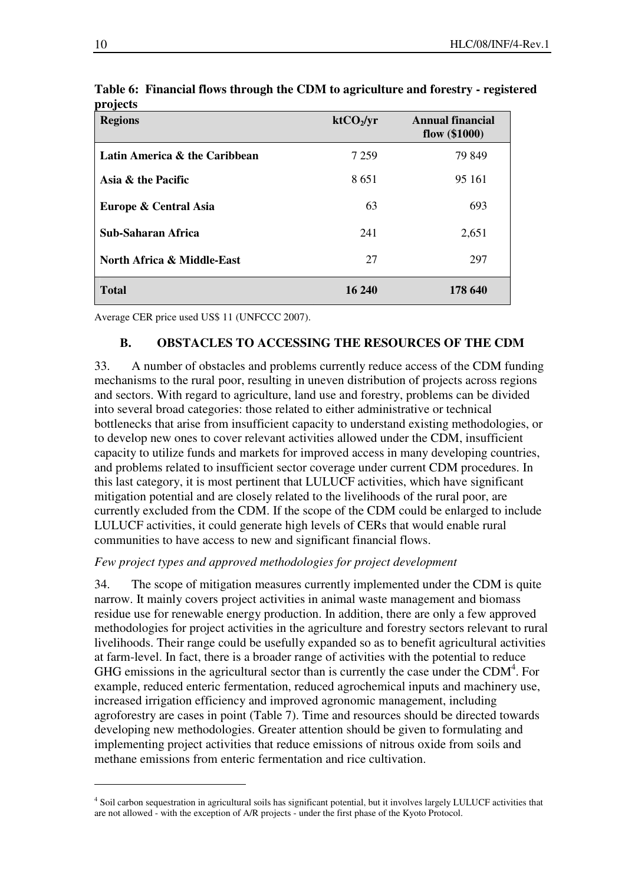**Table 6: Financial flows through the CDM to agriculture and forestry - registered projects**

| Regions | $ktCO_2/yr$ | Annual financial flow ($1000) |
|---|---|---|
| **Latin America & the Caribbean** | 7 259 | 79 849 |
| **Asia & the Pacific** | 8 651 | 95 161 |
| **Europe & Central Asia** | 63 | 693 |
| **Sub-Saharan Africa** | 241 | 2,651 |
| **North Africa & Middle-East** | 27 | 297 |
| **Total** | **16 240** | **178 640** |

Average CER price used US$ 11 (UNFCCC 2007).

## B. OBSTACLES TO ACCESSING THE RESOURCES OF THE CDM

33. A number of obstacles and problems currently reduce access of the CDM funding mechanisms to the rural poor, resulting in uneven distribution of projects across regions and sectors. With regard to agriculture, land use and forestry, problems can be divided into several broad categories: those related to either administrative or technical bottlenecks that arise from insufficient capacity to understand existing methodologies, or to develop new ones to cover relevant activities allowed under the CDM, insufficient capacity to utilize funds and markets for improved access in many developing countries, and problems related to insufficient sector coverage under current CDM procedures. In this last category, it is most pertinent that LULUCF activities, which have significant mitigation potential and are closely related to the livelihoods of the rural poor, are currently excluded from the CDM. If the scope of the CDM could be enlarged to include LULUCF activities, it could generate high levels of CERs that would enable rural communities to have access to new and significant financial flows.

*Few project types and approved methodologies for project development*

34. The scope of mitigation measures currently implemented under the CDM is quite narrow. It mainly covers project activities in animal waste management and biomass residue use for renewable energy production. In addition, there are only a few approved methodologies for project activities in the agriculture and forestry sectors relevant to rural livelihoods. Their range could be usefully expanded so as to benefit agricultural activities at farm-level. In fact, there is a broader range of activities with the potential to reduce GHG emissions in the agricultural sector than is currently the case under the CDM[4]. For example, reduced enteric fermentation, reduced agrochemical inputs and machinery use, increased irrigation efficiency and improved agronomic management, including agroforestry are cases in point (Table 7). Time and resources should be directed towards developing new methodologies. Greater attention should be given to formulating and implementing project activities that reduce emissions of nitrous oxide from soils and methane emissions from enteric fermentation and rice cultivation.

---

[4] Soil carbon sequestration in agricultural soils has significant potential, but it involves largely LULUCF activities that are not allowed - with the exception of A/R projects - under the first phase of the Kyoto Protocol.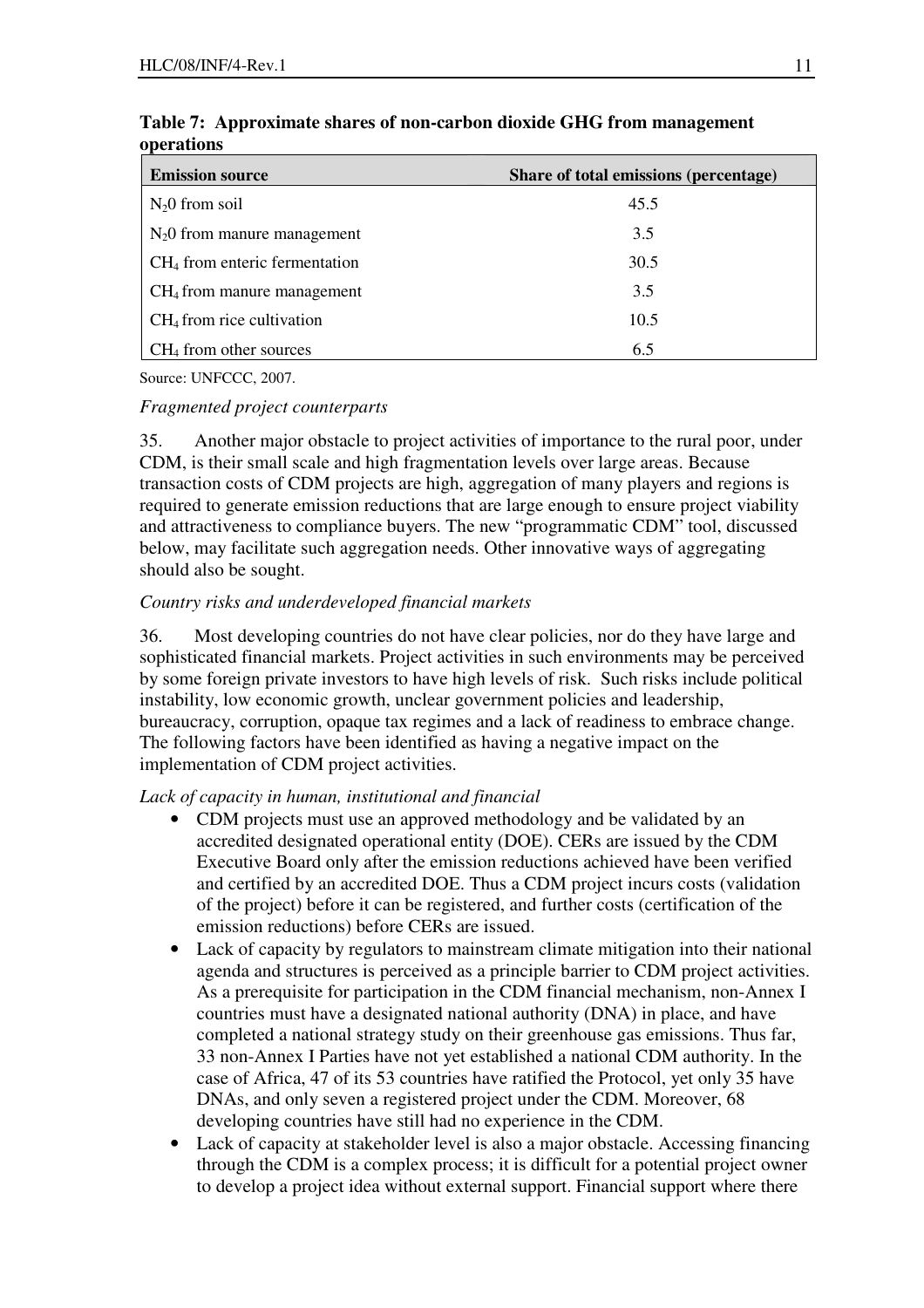**Table 7: Approximate shares of non-carbon dioxide GHG from management operations**

| Emission source | Share of total emissions (percentage) |
|---|---|
| $N_20$ from soil | 45.5 |
| $N_20$ from manure management | 3.5 |
| $CH_4$ from enteric fermentation | 30.5 |
| $CH_4$ from manure management | 3.5 |
| $CH_4$ from rice cultivation | 10.5 |
| $CH_4$ from other sources | 6.5 |

Source: UNFCCC, 2007.

*Fragmented project counterparts*

35. Another major obstacle to project activities of importance to the rural poor, under CDM, is their small scale and high fragmentation levels over large areas. Because transaction costs of CDM projects are high, aggregation of many players and regions is required to generate emission reductions that are large enough to ensure project viability and attractiveness to compliance buyers. The new "programmatic CDM" tool, discussed below, may facilitate such aggregation needs. Other innovative ways of aggregating should also be sought.

*Country risks and underdeveloped financial markets*

36. Most developing countries do not have clear policies, nor do they have large and sophisticated financial markets. Project activities in such environments may be perceived by some foreign private investors to have high levels of risk. Such risks include political instability, low economic growth, unclear government policies and leadership, bureaucracy, corruption, opaque tax regimes and a lack of readiness to embrace change. The following factors have been identified as having a negative impact on the implementation of CDM project activities.

*Lack of capacity in human, institutional and financial*

- CDM projects must use an approved methodology and be validated by an accredited designated operational entity (DOE). CERs are issued by the CDM Executive Board only after the emission reductions achieved have been verified and certified by an accredited DOE. Thus a CDM project incurs costs (validation of the project) before it can be registered, and further costs (certification of the emission reductions) before CERs are issued.
- Lack of capacity by regulators to mainstream climate mitigation into their national agenda and structures is perceived as a principle barrier to CDM project activities. As a prerequisite for participation in the CDM financial mechanism, non-Annex I countries must have a designated national authority (DNA) in place, and have completed a national strategy study on their greenhouse gas emissions. Thus far, 33 non-Annex I Parties have not yet established a national CDM authority. In the case of Africa, 47 of its 53 countries have ratified the Protocol, yet only 35 have DNAs, and only seven a registered project under the CDM. Moreover, 68 developing countries have still had no experience in the CDM.
- Lack of capacity at stakeholder level is also a major obstacle. Accessing financing through the CDM is a complex process; it is difficult for a potential project owner to develop a project idea without external support. Financial support where there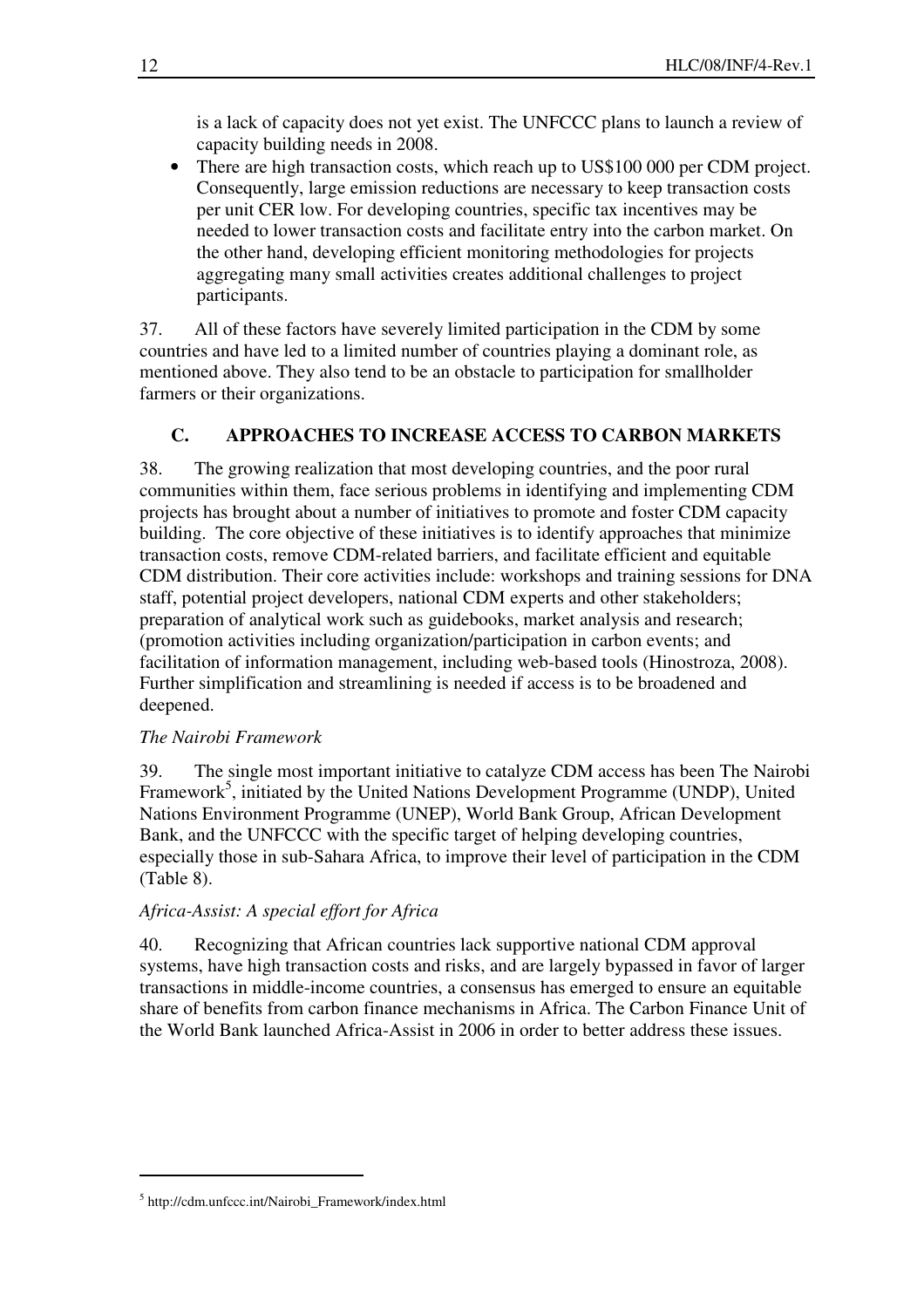is a lack of capacity does not yet exist. The UNFCCC plans to launch a review of capacity building needs in 2008.

- There are high transaction costs, which reach up to US$100 000 per CDM project. Consequently, large emission reductions are necessary to keep transaction costs per unit CER low. For developing countries, specific tax incentives may be needed to lower transaction costs and facilitate entry into the carbon market. On the other hand, developing efficient monitoring methodologies for projects aggregating many small activities creates additional challenges to project participants.

37. All of these factors have severely limited participation in the CDM by some countries and have led to a limited number of countries playing a dominant role, as mentioned above. They also tend to be an obstacle to participation for smallholder farmers or their organizations.

## C. APPROACHES TO INCREASE ACCESS TO CARBON MARKETS

38. The growing realization that most developing countries, and the poor rural communities within them, face serious problems in identifying and implementing CDM projects has brought about a number of initiatives to promote and foster CDM capacity building. The core objective of these initiatives is to identify approaches that minimize transaction costs, remove CDM-related barriers, and facilitate efficient and equitable CDM distribution. Their core activities include: workshops and training sessions for DNA staff, potential project developers, national CDM experts and other stakeholders; preparation of analytical work such as guidebooks, market analysis and research; (promotion activities including organization/participation in carbon events; and facilitation of information management, including web-based tools (Hinostroza, 2008). Further simplification and streamlining is needed if access is to be broadened and deepened.

*The Nairobi Framework*

39. The single most important initiative to catalyze CDM access has been The Nairobi Framework[5], initiated by the United Nations Development Programme (UNDP), United Nations Environment Programme (UNEP), World Bank Group, African Development Bank, and the UNFCCC with the specific target of helping developing countries, especially those in sub-Sahara Africa, to improve their level of participation in the CDM (Table 8).

*Africa-Assist: A special effort for Africa*

40. Recognizing that African countries lack supportive national CDM approval systems, have high transaction costs and risks, and are largely bypassed in favor of larger transactions in middle-income countries, a consensus has emerged to ensure an equitable share of benefits from carbon finance mechanisms in Africa. The Carbon Finance Unit of the World Bank launched Africa-Assist in 2006 in order to better address these issues.

---

[5] http://cdm.unfccc.int/Nairobi_Framework/index.html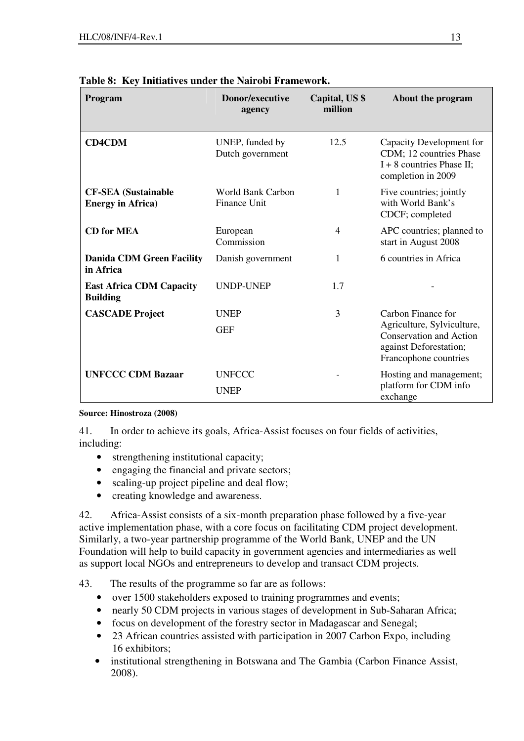**Table 8: Key Initiatives under the Nairobi Framework.**

| Program | Donor/executive agency | Capital, US $ million | About the program |
|---|---|---|---|
| **CD4CDM** | UNEP, funded by Dutch government | 12.5 | Capacity Development for CDM; 12 countries Phase I + 8 countries Phase II; completion in 2009 |
| **CF-SEA (Sustainable Energy in Africa)** | World Bank Carbon Finance Unit | 1 | Five countries; jointly with World Bank's CDCF; completed |
| **CD for MEA** | European Commission | 4 | APC countries; planned to start in August 2008 |
| **Danida CDM Green Facility in Africa** | Danish government | 1 | 6 countries in Africa |
| **East Africa CDM Capacity Building** | UNDP-UNEP | 1.7 | - |
| **CASCADE Project** | UNEP<br>GEF | 3 | Carbon Finance for Agriculture, Sylviculture, Conservation and Action against Deforestation; Francophone countries |
| **UNFCCC CDM Bazaar** | UNFCCC<br>UNEP | - | Hosting and management; platform for CDM info exchange |

**Source: Hinostroza (2008)**

41. In order to achieve its goals, Africa-Assist focuses on four fields of activities, including:

- strengthening institutional capacity;
- engaging the financial and private sectors;
- scaling-up project pipeline and deal flow;
- creating knowledge and awareness.

42. Africa-Assist consists of a six-month preparation phase followed by a five-year active implementation phase, with a core focus on facilitating CDM project development. Similarly, a two-year partnership programme of the World Bank, UNEP and the UN Foundation will help to build capacity in government agencies and intermediaries as well as support local NGOs and entrepreneurs to develop and transact CDM projects.

43. The results of the programme so far are as follows:

- over 1500 stakeholders exposed to training programmes and events;
- nearly 50 CDM projects in various stages of development in Sub-Saharan Africa;
- focus on development of the forestry sector in Madagascar and Senegal;
- 23 African countries assisted with participation in 2007 Carbon Expo, including 16 exhibitors;
- institutional strengthening in Botswana and The Gambia (Carbon Finance Assist, 2008).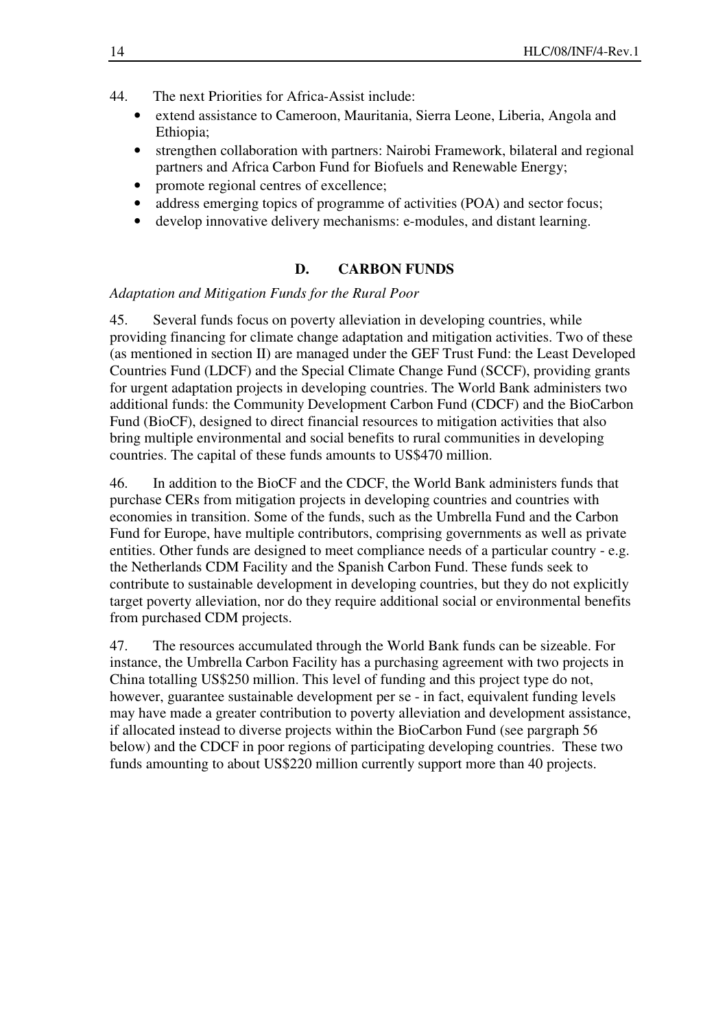44. The next Priorities for Africa-Assist include:

- extend assistance to Cameroon, Mauritania, Sierra Leone, Liberia, Angola and Ethiopia;
- strengthen collaboration with partners: Nairobi Framework, bilateral and regional partners and Africa Carbon Fund for Biofuels and Renewable Energy;
- promote regional centres of excellence;
- address emerging topics of programme of activities (POA) and sector focus;
- develop innovative delivery mechanisms: e-modules, and distant learning.

## D. CARBON FUNDS

*Adaptation and Mitigation Funds for the Rural Poor*

45. Several funds focus on poverty alleviation in developing countries, while providing financing for climate change adaptation and mitigation activities. Two of these (as mentioned in section II) are managed under the GEF Trust Fund: the Least Developed Countries Fund (LDCF) and the Special Climate Change Fund (SCCF), providing grants for urgent adaptation projects in developing countries. The World Bank administers two additional funds: the Community Development Carbon Fund (CDCF) and the BioCarbon Fund (BioCF), designed to direct financial resources to mitigation activities that also bring multiple environmental and social benefits to rural communities in developing countries. The capital of these funds amounts to US$470 million.

46. In addition to the BioCF and the CDCF, the World Bank administers funds that purchase CERs from mitigation projects in developing countries and countries with economies in transition. Some of the funds, such as the Umbrella Fund and the Carbon Fund for Europe, have multiple contributors, comprising governments as well as private entities. Other funds are designed to meet compliance needs of a particular country - e.g. the Netherlands CDM Facility and the Spanish Carbon Fund. These funds seek to contribute to sustainable development in developing countries, but they do not explicitly target poverty alleviation, nor do they require additional social or environmental benefits from purchased CDM projects.

47. The resources accumulated through the World Bank funds can be sizeable. For instance, the Umbrella Carbon Facility has a purchasing agreement with two projects in China totalling US$250 million. This level of funding and this project type do not, however, guarantee sustainable development per se - in fact, equivalent funding levels may have made a greater contribution to poverty alleviation and development assistance, if allocated instead to diverse projects within the BioCarbon Fund (see pargraph 56 below) and the CDCF in poor regions of participating developing countries. These two funds amounting to about US$220 million currently support more than 40 projects.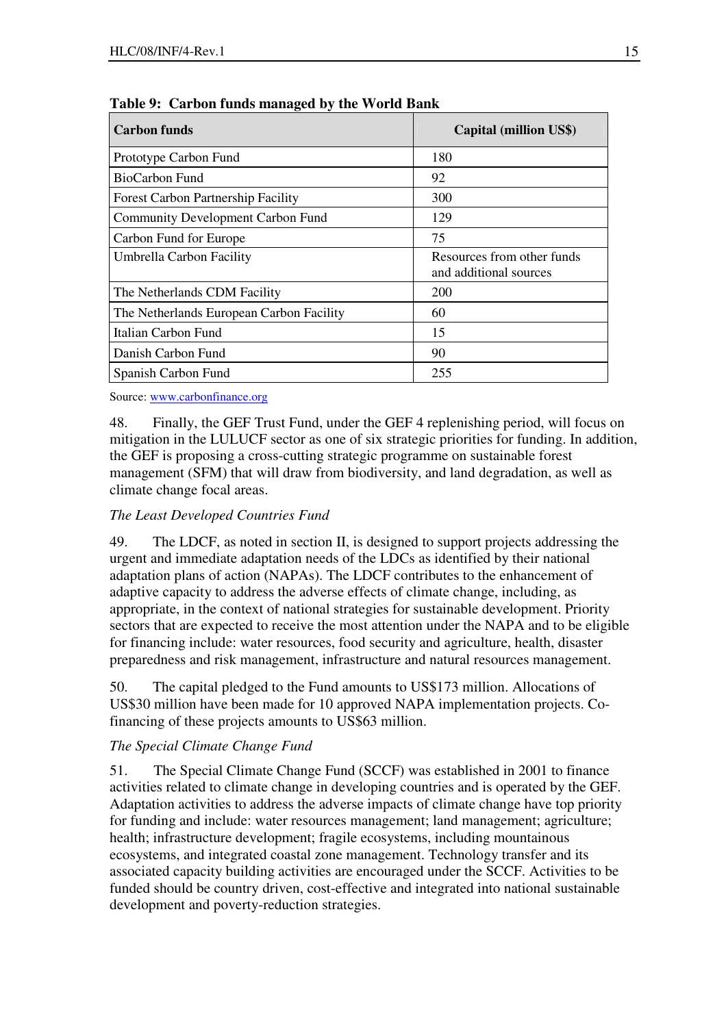**Table 9: Carbon funds managed by the World Bank**

| Carbon funds | Capital (million US$) |
|---|---|
| Prototype Carbon Fund | 180 |
| BioCarbon Fund | 92 |
| Forest Carbon Partnership Facility | 300 |
| Community Development Carbon Fund | 129 |
| Carbon Fund for Europe | 75 |
| Umbrella Carbon Facility | Resources from other funds and additional sources |
| The Netherlands CDM Facility | 200 |
| The Netherlands European Carbon Facility | 60 |
| Italian Carbon Fund | 15 |
| Danish Carbon Fund | 90 |
| Spanish Carbon Fund | 255 |

Source: www.carbonfinance.org

48. Finally, the GEF Trust Fund, under the GEF 4 replenishing period, will focus on mitigation in the LULUCF sector as one of six strategic priorities for funding. In addition, the GEF is proposing a cross-cutting strategic programme on sustainable forest management (SFM) that will draw from biodiversity, and land degradation, as well as climate change focal areas.

*The Least Developed Countries Fund*

49. The LDCF, as noted in section II, is designed to support projects addressing the urgent and immediate adaptation needs of the LDCs as identified by their national adaptation plans of action (NAPAs). The LDCF contributes to the enhancement of adaptive capacity to address the adverse effects of climate change, including, as appropriate, in the context of national strategies for sustainable development. Priority sectors that are expected to receive the most attention under the NAPA and to be eligible for financing include: water resources, food security and agriculture, health, disaster preparedness and risk management, infrastructure and natural resources management.

50. The capital pledged to the Fund amounts to US$173 million. Allocations of US$30 million have been made for 10 approved NAPA implementation projects. Co-financing of these projects amounts to US$63 million.

*The Special Climate Change Fund*

51. The Special Climate Change Fund (SCCF) was established in 2001 to finance activities related to climate change in developing countries and is operated by the GEF. Adaptation activities to address the adverse impacts of climate change have top priority for funding and include: water resources management; land management; agriculture; health; infrastructure development; fragile ecosystems, including mountainous ecosystems, and integrated coastal zone management. Technology transfer and its associated capacity building activities are encouraged under the SCCF. Activities to be funded should be country driven, cost-effective and integrated into national sustainable development and poverty-reduction strategies.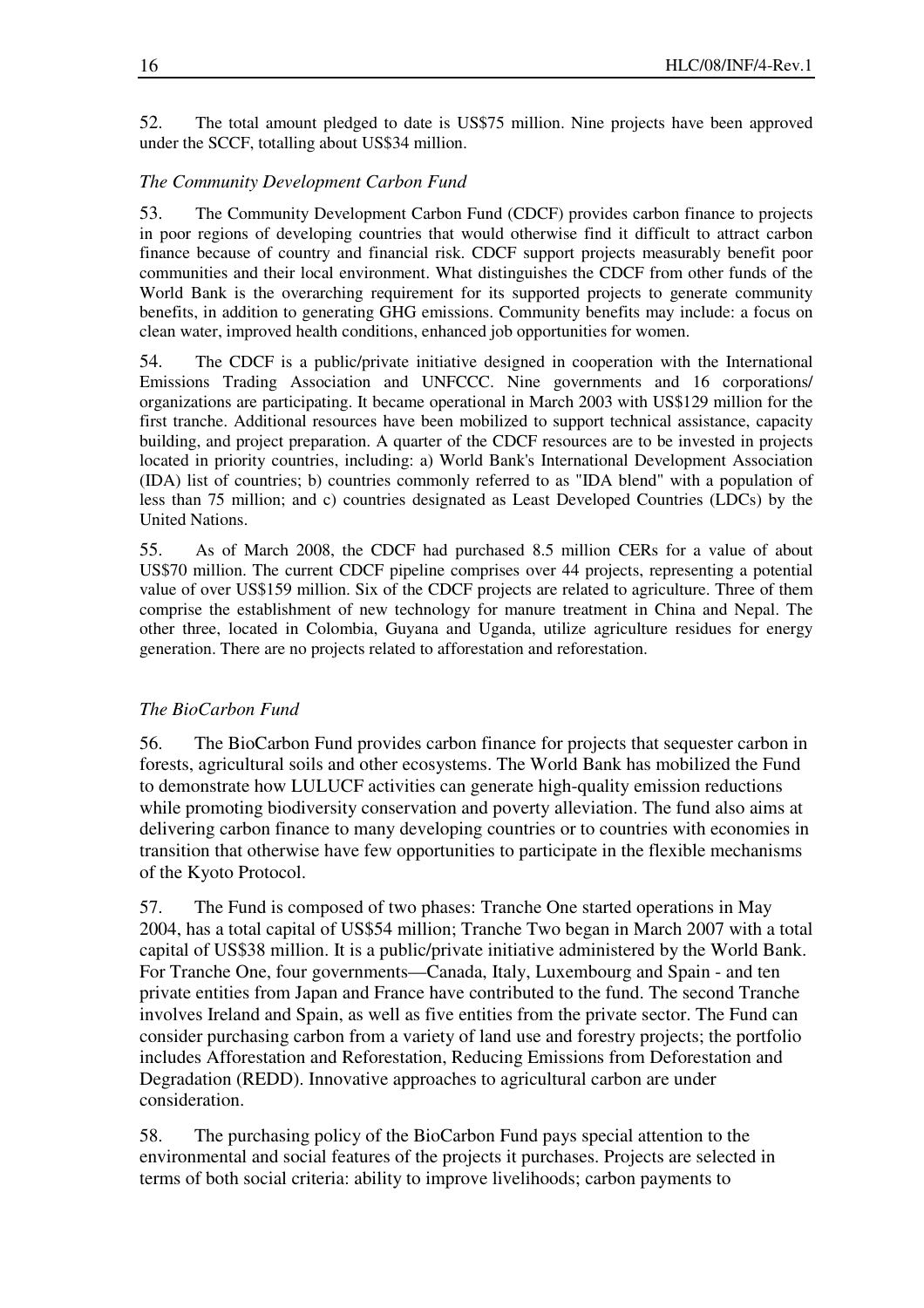52. The total amount pledged to date is US$75 million. Nine projects have been approved under the SCCF, totalling about US$34 million.

*The Community Development Carbon Fund*

53. The Community Development Carbon Fund (CDCF) provides carbon finance to projects in poor regions of developing countries that would otherwise find it difficult to attract carbon finance because of country and financial risk. CDCF support projects measurably benefit poor communities and their local environment. What distinguishes the CDCF from other funds of the World Bank is the overarching requirement for its supported projects to generate community benefits, in addition to generating GHG emissions. Community benefits may include: a focus on clean water, improved health conditions, enhanced job opportunities for women.

54. The CDCF is a public/private initiative designed in cooperation with the International Emissions Trading Association and UNFCCC. Nine governments and 16 corporations/organizations are participating. It became operational in March 2003 with US$129 million for the first tranche. Additional resources have been mobilized to support technical assistance, capacity building, and project preparation. A quarter of the CDCF resources are to be invested in projects located in priority countries, including: a) World Bank's International Development Association (IDA) list of countries; b) countries commonly referred to as "IDA blend" with a population of less than 75 million; and c) countries designated as Least Developed Countries (LDCs) by the United Nations.

55. As of March 2008, the CDCF had purchased 8.5 million CERs for a value of about US$70 million. The current CDCF pipeline comprises over 44 projects, representing a potential value of over US$159 million. Six of the CDCF projects are related to agriculture. Three of them comprise the establishment of new technology for manure treatment in China and Nepal. The other three, located in Colombia, Guyana and Uganda, utilize agriculture residues for energy generation. There are no projects related to afforestation and reforestation.

*The BioCarbon Fund*

56. The BioCarbon Fund provides carbon finance for projects that sequester carbon in forests, agricultural soils and other ecosystems. The World Bank has mobilized the Fund to demonstrate how LULUCF activities can generate high-quality emission reductions while promoting biodiversity conservation and poverty alleviation. The fund also aims at delivering carbon finance to many developing countries or to countries with economies in transition that otherwise have few opportunities to participate in the flexible mechanisms of the Kyoto Protocol.

57. The Fund is composed of two phases: Tranche One started operations in May 2004, has a total capital of US$54 million; Tranche Two began in March 2007 with a total capital of US$38 million. It is a public/private initiative administered by the World Bank. For Tranche One, four governments—Canada, Italy, Luxembourg and Spain - and ten private entities from Japan and France have contributed to the fund. The second Tranche involves Ireland and Spain, as well as five entities from the private sector. The Fund can consider purchasing carbon from a variety of land use and forestry projects; the portfolio includes Afforestation and Reforestation, Reducing Emissions from Deforestation and Degradation (REDD). Innovative approaches to agricultural carbon are under consideration.

58. The purchasing policy of the BioCarbon Fund pays special attention to the environmental and social features of the projects it purchases. Projects are selected in terms of both social criteria: ability to improve livelihoods; carbon payments to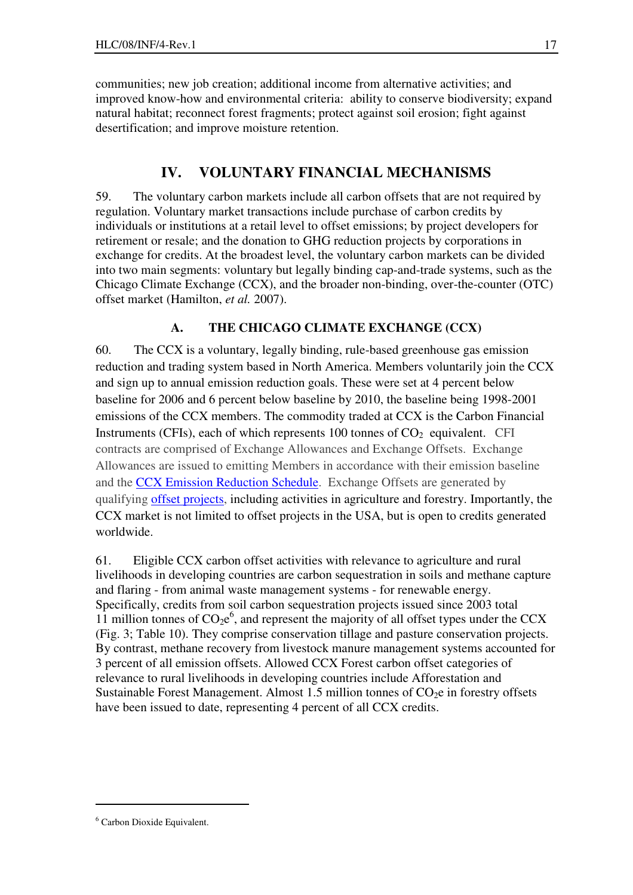communities; new job creation; additional income from alternative activities; and improved know-how and environmental criteria: ability to conserve biodiversity; expand natural habitat; reconnect forest fragments; protect against soil erosion; fight against desertification; and improve moisture retention.

## IV. VOLUNTARY FINANCIAL MECHANISMS

59. The voluntary carbon markets include all carbon offsets that are not required by regulation. Voluntary market transactions include purchase of carbon credits by individuals or institutions at a retail level to offset emissions; by project developers for retirement or resale; and the donation to GHG reduction projects by corporations in exchange for credits. At the broadest level, the voluntary carbon markets can be divided into two main segments: voluntary but legally binding cap-and-trade systems, such as the Chicago Climate Exchange (CCX), and the broader non-binding, over-the-counter (OTC) offset market (Hamilton, *et al.* 2007).

### A. THE CHICAGO CLIMATE EXCHANGE (CCX)

60. The CCX is a voluntary, legally binding, rule-based greenhouse gas emission reduction and trading system based in North America. Members voluntarily join the CCX and sign up to annual emission reduction goals. These were set at 4 percent below baseline for 2006 and 6 percent below baseline by 2010, the baseline being 1998-2001 emissions of the CCX members. The commodity traded at CCX is the Carbon Financial Instruments (CFIs), each of which represents 100 tonnes of $CO_2$ equivalent. CFI contracts are comprised of Exchange Allowances and Exchange Offsets. Exchange Allowances are issued to emitting Members in accordance with their emission baseline and the CCX Emission Reduction Schedule. Exchange Offsets are generated by qualifying offset projects, including activities in agriculture and forestry. Importantly, the CCX market is not limited to offset projects in the USA, but is open to credits generated worldwide.

61. Eligible CCX carbon offset activities with relevance to agriculture and rural livelihoods in developing countries are carbon sequestration in soils and methane capture and flaring - from animal waste management systems - for renewable energy. Specifically, credits from soil carbon sequestration projects issued since 2003 total 11 million tonnes of $CO_2e$[6], and represent the majority of all offset types under the CCX (Fig. 3; Table 10). They comprise conservation tillage and pasture conservation projects. By contrast, methane recovery from livestock manure management systems accounted for 3 percent of all emission offsets. Allowed CCX Forest carbon offset categories of relevance to rural livelihoods in developing countries include Afforestation and Sustainable Forest Management. Almost 1.5 million tonnes of $CO_2e$ in forestry offsets have been issued to date, representing 4 percent of all CCX credits.

[6] Carbon Dioxide Equivalent.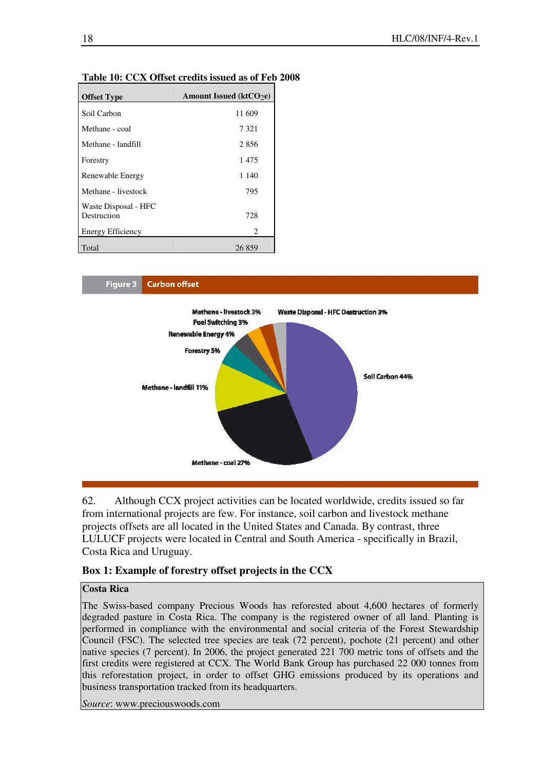**Table 10: CCX Offset credits issued as of Feb 2008**

| Offset Type | Amount Issued ($ktCO_2e$) |
|---|---|
| Soil Carbon | 11 609 |
| Methane - coal | 7 321 |
| Methane - landfill | 2 856 |
| Forestry | 1 475 |
| Renewable Energy | 1 140 |
| Methane - livestock | 795 |
| Waste Disposal - HFC Destruction | 728 |
| Energy Efficiency | 2 |
| Total | 26 859 |

**Figure 3** Carbon offset

Methane - livestock 3%
Waste Disposal - HFC Destruction 3%
Fuel Switching 3%
Renewable Energy 4%
Forestry 5%
Soil Carbon 44%
Methane - landfill 11%
Methane - coal 27%

62. Although CCX project activities can be located worldwide, credits issued so far from international projects are few. For instance, soil carbon and livestock methane projects offsets are all located in the United States and Canada. By contrast, three LULUCF projects were located in Central and South America - specifically in Brazil, Costa Rica and Uruguay.

**Box 1: Example of forestry offset projects in the CCX**

**Costa Rica**

The Swiss-based company Precious Woods has reforested about 4,600 hectares of formerly degraded pasture in Costa Rica. The company is the registered owner of all land. Planting is performed in compliance with the environmental and social criteria of the Forest Stewardship Council (FSC). The selected tree species are teak (72 percent), pochote (21 percent) and other native species (7 percent). In 2006, the project generated 221 700 metric tons of offsets and the first credits were registered at CCX. The World Bank Group has purchased 22 000 tonnes from this reforestation project, in order to offset GHG emissions produced by its operations and business transportation tracked from its headquarters.

*Source*: www.preciouswoods.com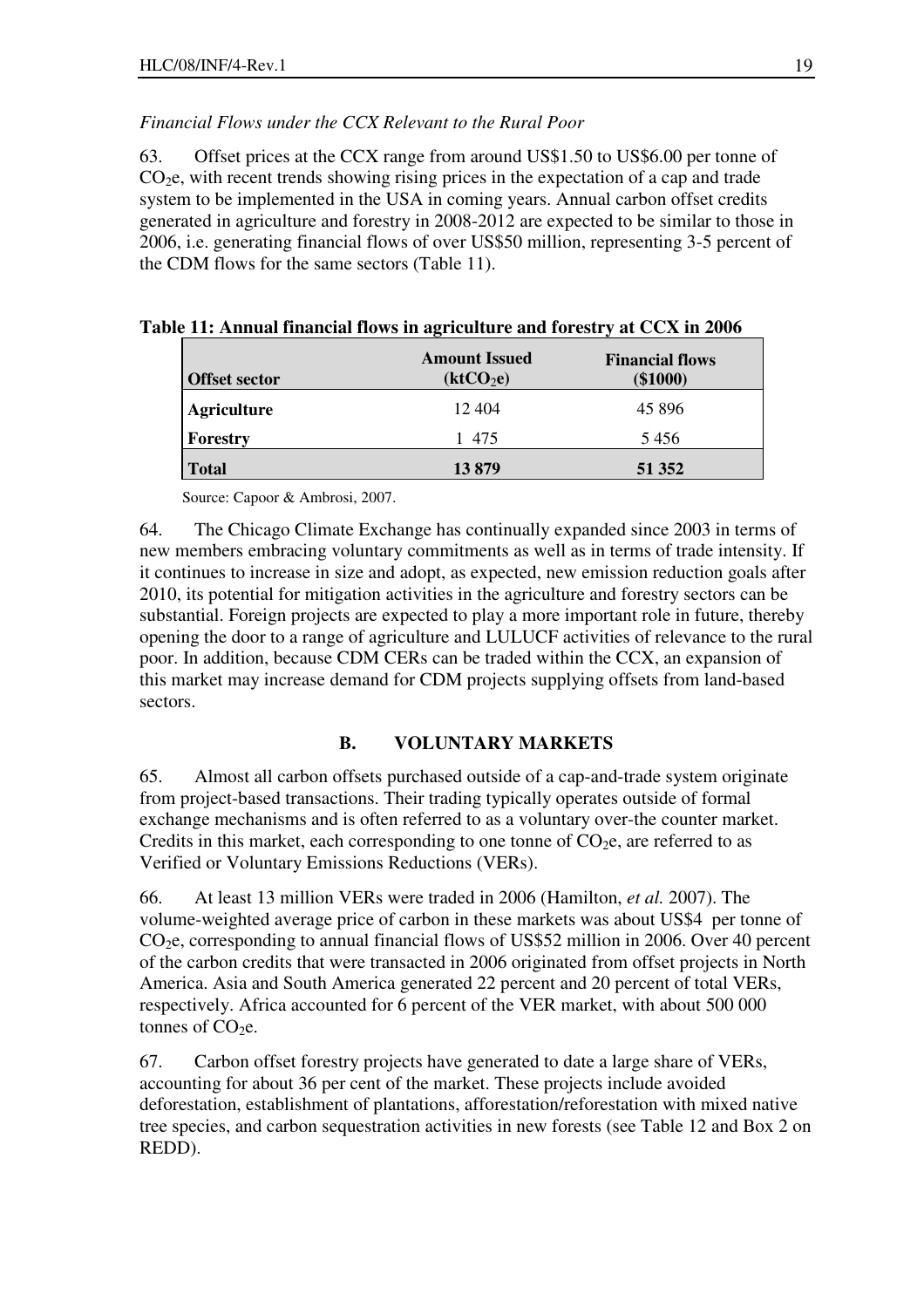*Financial Flows under the CCX Relevant to the Rural Poor*

63. Offset prices at the CCX range from around US$1.50 to US$6.00 per tonne of $CO_2$e, with recent trends showing rising prices in the expectation of a cap and trade system to be implemented in the USA in coming years. Annual carbon offset credits generated in agriculture and forestry in 2008-2012 are expected to be similar to those in 2006, i.e. generating financial flows of over US$50 million, representing 3-5 percent of the CDM flows for the same sectors (Table 11).

**Table 11: Annual financial flows in agriculture and forestry at CCX in 2006**

| Offset sector | Amount Issued ($ktCO_2e$) | Financial flows ($1000) |
|---|---|---|
| **Agriculture** | 12 404 | 45 896 |
| **Forestry** | 1 475 | 5 456 |
| **Total** | **13 879** | **51 352** |

Source: Capoor & Ambrosi, 2007.

64. The Chicago Climate Exchange has continually expanded since 2003 in terms of new members embracing voluntary commitments as well as in terms of trade intensity. If it continues to increase in size and adopt, as expected, new emission reduction goals after 2010, its potential for mitigation activities in the agriculture and forestry sectors can be substantial. Foreign projects are expected to play a more important role in future, thereby opening the door to a range of agriculture and LULUCF activities of relevance to the rural poor. In addition, because CDM CERs can be traded within the CCX, an expansion of this market may increase demand for CDM projects supplying offsets from land-based sectors.

## B. VOLUNTARY MARKETS

65. Almost all carbon offsets purchased outside of a cap-and-trade system originate from project-based transactions. Their trading typically operates outside of formal exchange mechanisms and is often referred to as a voluntary over-the counter market. Credits in this market, each corresponding to one tonne of $CO_2$e, are referred to as Verified or Voluntary Emissions Reductions (VERs).

66. At least 13 million VERs were traded in 2006 (Hamilton, *et al.* 2007). The volume-weighted average price of carbon in these markets was about US$4 per tonne of $CO_2$e, corresponding to annual financial flows of US$52 million in 2006. Over 40 percent of the carbon credits that were transacted in 2006 originated from offset projects in North America. Asia and South America generated 22 percent and 20 percent of total VERs, respectively. Africa accounted for 6 percent of the VER market, with about 500 000 tonnes of $CO_2$e.

67. Carbon offset forestry projects have generated to date a large share of VERs, accounting for about 36 per cent of the market. These projects include avoided deforestation, establishment of plantations, afforestation/reforestation with mixed native tree species, and carbon sequestration activities in new forests (see Table 12 and Box 2 on REDD).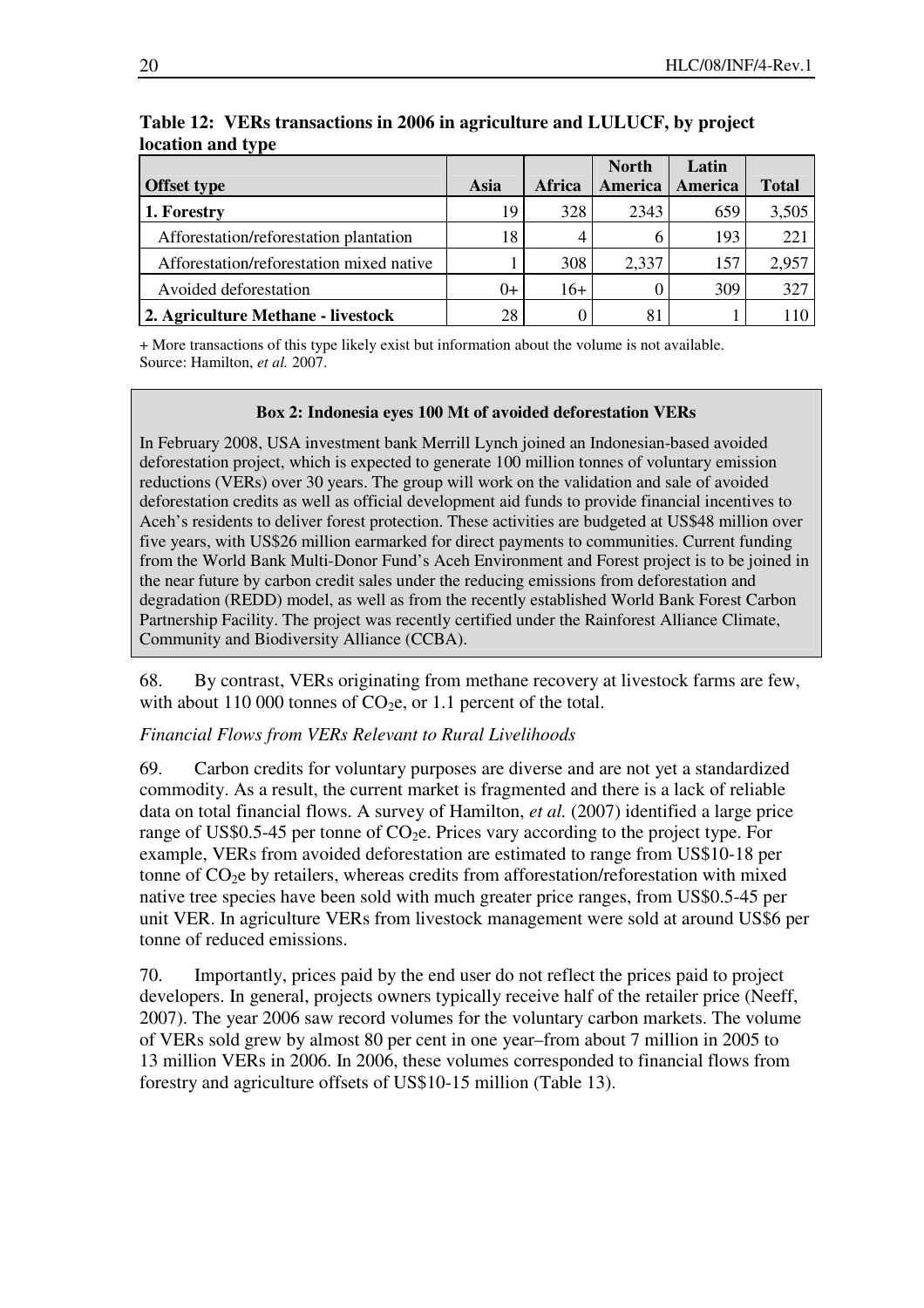**Table 12: VERs transactions in 2006 in agriculture and LULUCF, by project location and type**

| Offset type | Asia | Africa | North America | Latin America | Total |
|---|---|---|---|---|---|
| **1. Forestry** | 19 | 328 | 2343 | 659 | 3,505 |
| Afforestation/reforestation plantation | 18 | 4 | 6 | 193 | 221 |
| Afforestation/reforestation mixed native | 1 | 308 | 2,337 | 157 | 2,957 |
| Avoided deforestation | 0+ | 16+ | 0 | 309 | 327 |
| **2. Agriculture Methane - livestock** | 28 | 0 | 81 | 1 | 110 |

+ More transactions of this type likely exist but information about the volume is not available.
Source: Hamilton, *et al.* 2007.

> **Box 2: Indonesia eyes 100 Mt of avoided deforestation VERs**
>
> In February 2008, USA investment bank Merrill Lynch joined an Indonesian-based avoided deforestation project, which is expected to generate 100 million tonnes of voluntary emission reductions (VERs) over 30 years. The group will work on the validation and sale of avoided deforestation credits as well as official development aid funds to provide financial incentives to Aceh's residents to deliver forest protection. These activities are budgeted at US$48 million over five years, with US$26 million earmarked for direct payments to communities. Current funding from the World Bank Multi-Donor Fund's Aceh Environment and Forest project is to be joined in the near future by carbon credit sales under the reducing emissions from deforestation and degradation (REDD) model, as well as from the recently established World Bank Forest Carbon Partnership Facility. The project was recently certified under the Rainforest Alliance Climate, Community and Biodiversity Alliance (CCBA).

68. By contrast, VERs originating from methane recovery at livestock farms are few, with about 110 000 tonnes of $CO_2e$, or 1.1 percent of the total.

*Financial Flows from VERs Relevant to Rural Livelihoods*

69. Carbon credits for voluntary purposes are diverse and are not yet a standardized commodity. As a result, the current market is fragmented and there is a lack of reliable data on total financial flows. A survey of Hamilton, *et al.* (2007) identified a large price range of US$0.5-45 per tonne of $CO_2e$. Prices vary according to the project type. For example, VERs from avoided deforestation are estimated to range from US$10-18 per tonne of $CO_2e$ by retailers, whereas credits from afforestation/reforestation with mixed native tree species have been sold with much greater price ranges, from US$0.5-45 per unit VER. In agriculture VERs from livestock management were sold at around US$6 per tonne of reduced emissions.

70. Importantly, prices paid by the end user do not reflect the prices paid to project developers. In general, projects owners typically receive half of the retailer price (Neeff, 2007). The year 2006 saw record volumes for the voluntary carbon markets. The volume of VERs sold grew by almost 80 per cent in one year–from about 7 million in 2005 to 13 million VERs in 2006. In 2006, these volumes corresponded to financial flows from forestry and agriculture offsets of US$10-15 million (Table 13).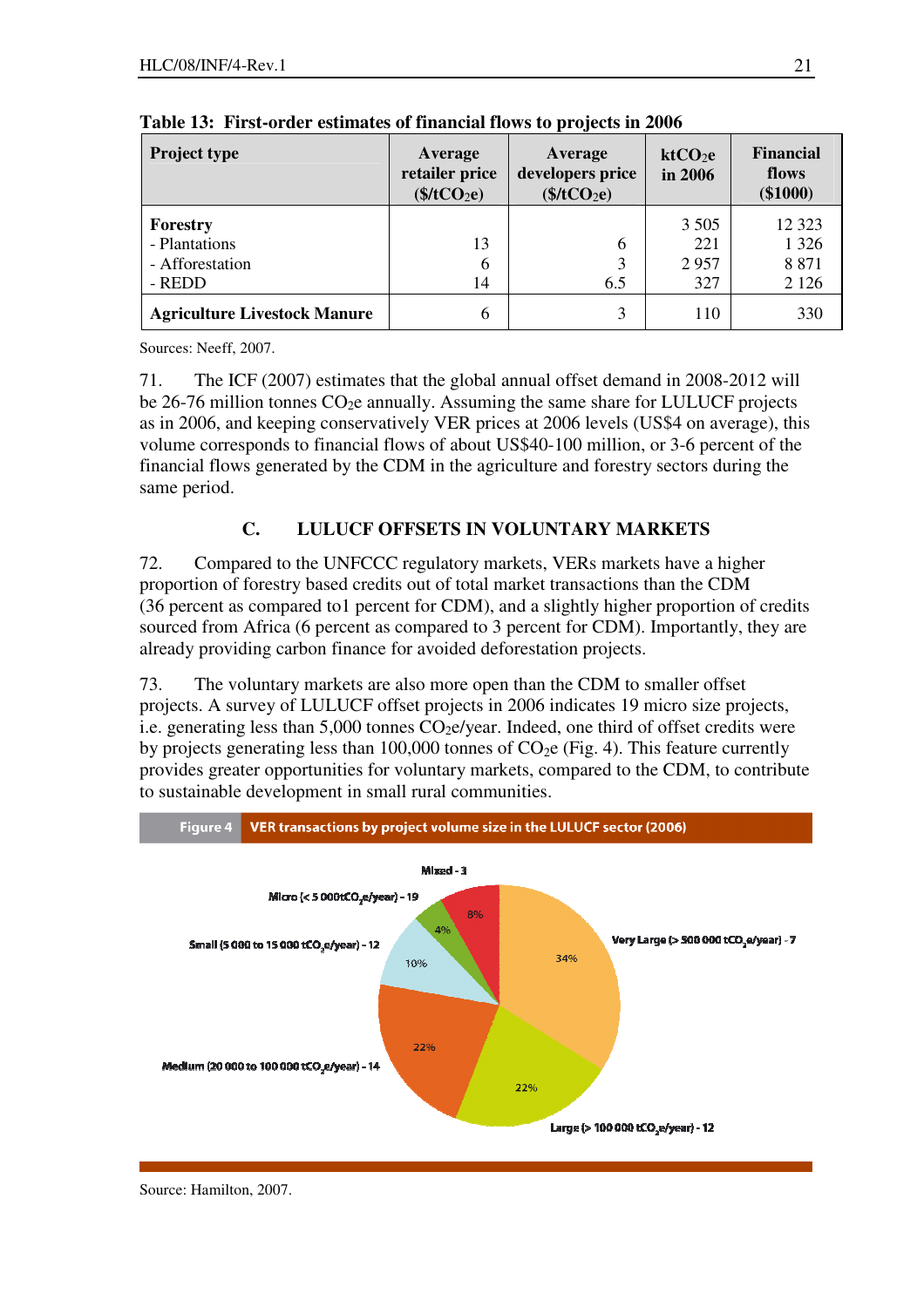**Table 13: First-order estimates of financial flows to projects in 2006**

| Project type | Average retailer price ($/t$CO_2$e) | Average developers price ($/t$CO_2$e) | kt$CO_2$e in 2006 | Financial flows ($1000) |
|---|---|---|---|---|
| **Forestry** | | | 3 505 | 12 323 |
| - Plantations | 13 | 6 | 221 | 1 326 |
| - Afforestation | 6 | 3 | 2 957 | 8 871 |
| - REDD | 14 | 6.5 | 327 | 2 126 |
| **Agriculture Livestock Manure** | 6 | 3 | 110 | 330 |

Sources: Neeff, 2007.

71. The ICF (2007) estimates that the global annual offset demand in 2008-2012 will be 26-76 million tonnes $CO_2$e annually. Assuming the same share for LULUCF projects as in 2006, and keeping conservatively VER prices at 2006 levels (US$4 on average), this volume corresponds to financial flows of about US$40-100 million, or 3-6 percent of the financial flows generated by the CDM in the agriculture and forestry sectors during the same period.

## C. LULUCF OFFSETS IN VOLUNTARY MARKETS

72. Compared to the UNFCCC regulatory markets, VERs markets have a higher proportion of forestry based credits out of total market transactions than the CDM (36 percent as compared to1 percent for CDM), and a slightly higher proportion of credits sourced from Africa (6 percent as compared to 3 percent for CDM). Importantly, they are already providing carbon finance for avoided deforestation projects.

73. The voluntary markets are also more open than the CDM to smaller offset projects. A survey of LULUCF offset projects in 2006 indicates 19 micro size projects, i.e. generating less than 5,000 tonnes $CO_2$e/year. Indeed, one third of offset credits were by projects generating less than 100,000 tonnes of $CO_2$e (Fig. 4). This feature currently provides greater opportunities for voluntary markets, compared to the CDM, to contribute to sustainable development in small rural communities.

**Figure 4** VER transactions by project volume size in the LULUCF sector (2006)

Mixed - 3: 8%
Micro (< 5 000 t$CO_2$e/year) - 19: 4%
Small (5 000 to 15 000 t$CO_2$e/year) - 12: 10%
Medium (20 000 to 100 000 t$CO_2$e/year) - 14: 22%
Large (> 100 000 t$CO_2$e/year) - 12: 22%
Very Large (> 500 000 t$CO_2$e/year) - 7: 34%

Source: Hamilton, 2007.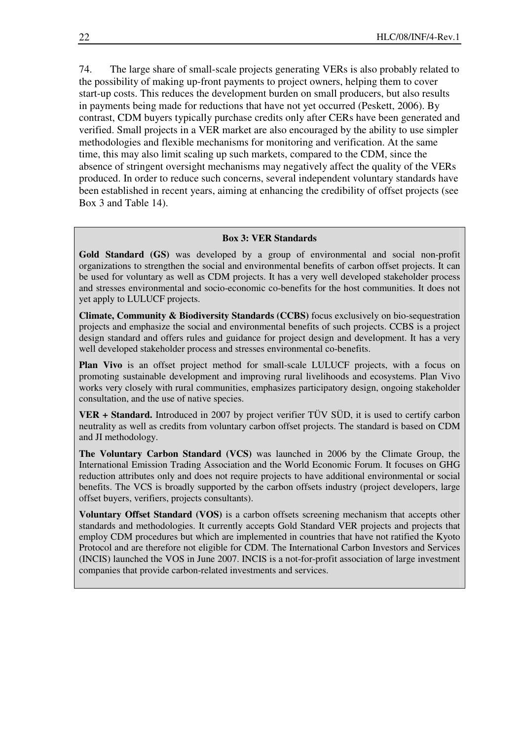74. The large share of small-scale projects generating VERs is also probably related to the possibility of making up-front payments to project owners, helping them to cover start-up costs. This reduces the development burden on small producers, but also results in payments being made for reductions that have not yet occurred (Peskett, 2006). By contrast, CDM buyers typically purchase credits only after CERs have been generated and verified. Small projects in a VER market are also encouraged by the ability to use simpler methodologies and flexible mechanisms for monitoring and verification. At the same time, this may also limit scaling up such markets, compared to the CDM, since the absence of stringent oversight mechanisms may negatively affect the quality of the VERs produced. In order to reduce such concerns, several independent voluntary standards have been established in recent years, aiming at enhancing the credibility of offset projects (see Box 3 and Table 14).

**Box 3: VER Standards**

**Gold Standard (GS)** was developed by a group of environmental and social non-profit organizations to strengthen the social and environmental benefits of carbon offset projects. It can be used for voluntary as well as CDM projects. It has a very well developed stakeholder process and stresses environmental and socio-economic co-benefits for the host communities. It does not yet apply to LULUCF projects.

**Climate, Community & Biodiversity Standards (CCBS)** focus exclusively on bio-sequestration projects and emphasize the social and environmental benefits of such projects. CCBS is a project design standard and offers rules and guidance for project design and development. It has a very well developed stakeholder process and stresses environmental co-benefits.

**Plan Vivo** is an offset project method for small-scale LULUCF projects, with a focus on promoting sustainable development and improving rural livelihoods and ecosystems. Plan Vivo works very closely with rural communities, emphasizes participatory design, ongoing stakeholder consultation, and the use of native species.

**VER + Standard.** Introduced in 2007 by project verifier TÜV SÜD, it is used to certify carbon neutrality as well as credits from voluntary carbon offset projects. The standard is based on CDM and JI methodology.

**The Voluntary Carbon Standard (VCS)** was launched in 2006 by the Climate Group, the International Emission Trading Association and the World Economic Forum. It focuses on GHG reduction attributes only and does not require projects to have additional environmental or social benefits. The VCS is broadly supported by the carbon offsets industry (project developers, large offset buyers, verifiers, projects consultants).

**Voluntary Offset Standard (VOS)** is a carbon offsets screening mechanism that accepts other standards and methodologies. It currently accepts Gold Standard VER projects and projects that employ CDM procedures but which are implemented in countries that have not ratified the Kyoto Protocol and are therefore not eligible for CDM. The International Carbon Investors and Services (INCIS) launched the VOS in June 2007. INCIS is a not-for-profit association of large investment companies that provide carbon-related investments and services.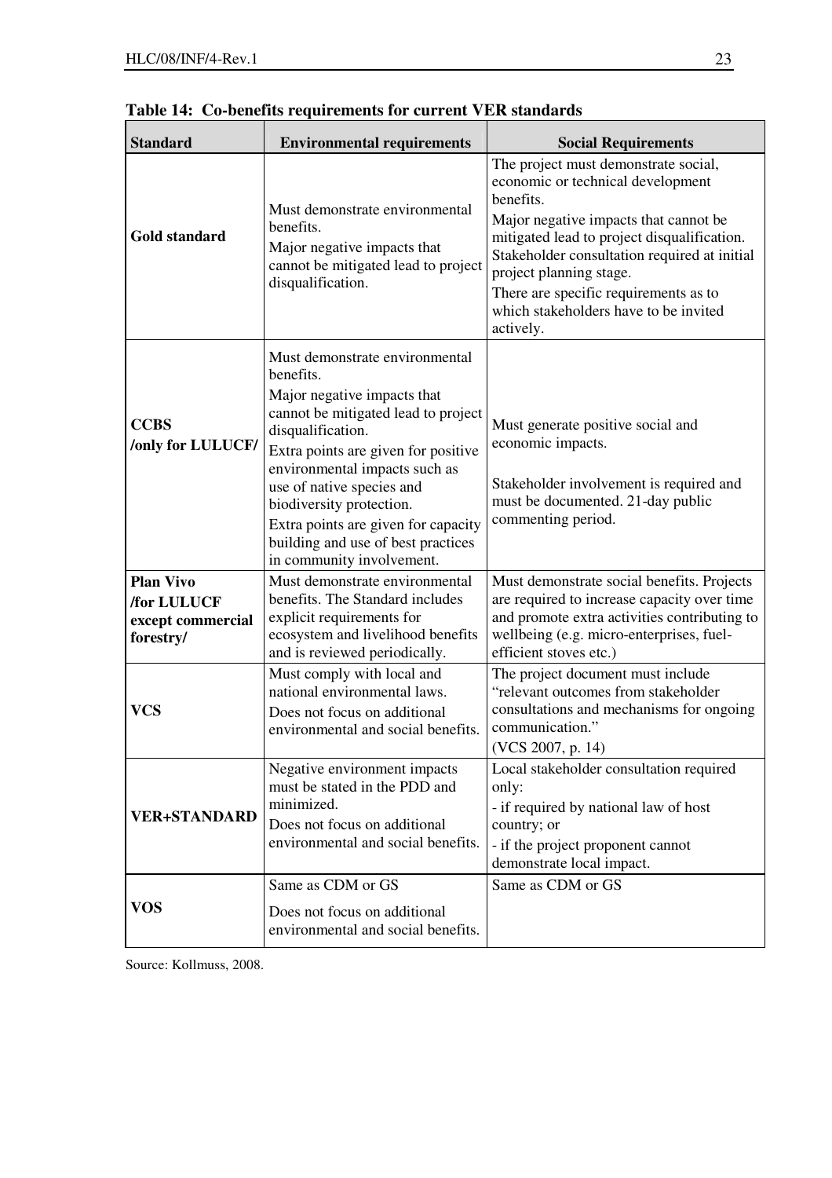**Table 14: Co-benefits requirements for current VER standards**

| Standard | Environmental requirements | Social Requirements |
| --- | --- | --- |
| **Gold standard** | Must demonstrate environmental benefits.<br>Major negative impacts that cannot be mitigated lead to project disqualification. | The project must demonstrate social, economic or technical development benefits.<br>Major negative impacts that cannot be mitigated lead to project disqualification. Stakeholder consultation required at initial project planning stage.<br>There are specific requirements as to which stakeholders have to be invited actively. |
| **CCBS /only for LULUCF/** | Must demonstrate environmental benefits.<br>Major negative impacts that cannot be mitigated lead to project disqualification.<br>Extra points are given for positive environmental impacts such as use of native species and biodiversity protection.<br>Extra points are given for capacity building and use of best practices in community involvement. | Must generate positive social and economic impacts.<br><br>Stakeholder involvement is required and must be documented. 21-day public commenting period. |
| **Plan Vivo /for LULUCF except commercial forestry/** | Must demonstrate environmental benefits. The Standard includes explicit requirements for ecosystem and livelihood benefits and is reviewed periodically. | Must demonstrate social benefits. Projects are required to increase capacity over time and promote extra activities contributing to wellbeing (e.g. micro-enterprises, fuel-efficient stoves etc.) |
| **VCS** | Must comply with local and national environmental laws.<br>Does not focus on additional environmental and social benefits. | The project document must include "relevant outcomes from stakeholder consultations and mechanisms for ongoing communication."<br>(VCS 2007, p. 14) |
| **VER+STANDARD** | Negative environment impacts must be stated in the PDD and minimized.<br>Does not focus on additional environmental and social benefits. | Local stakeholder consultation required only:<br>- if required by national law of host country; or<br>- if the project proponent cannot demonstrate local impact. |
| **VOS** | Same as CDM or GS<br>Does not focus on additional environmental and social benefits. | Same as CDM or GS |

Source: Kollmuss, 2008.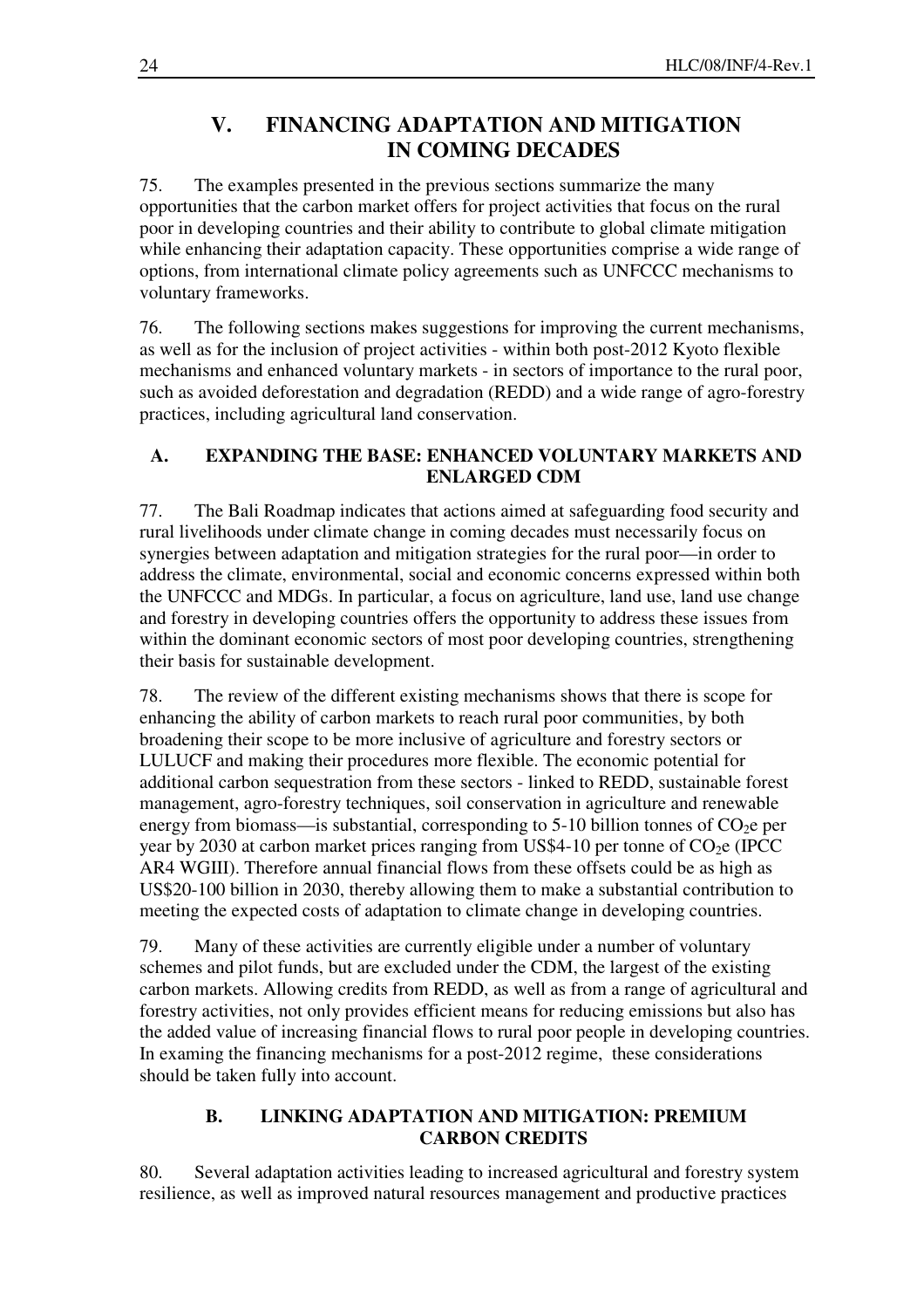# V. FINANCING ADAPTATION AND MITIGATION IN COMING DECADES

75. The examples presented in the previous sections summarize the many opportunities that the carbon market offers for project activities that focus on the rural poor in developing countries and their ability to contribute to global climate mitigation while enhancing their adaptation capacity. These opportunities comprise a wide range of options, from international climate policy agreements such as UNFCCC mechanisms to voluntary frameworks.

76. The following sections makes suggestions for improving the current mechanisms, as well as for the inclusion of project activities - within both post-2012 Kyoto flexible mechanisms and enhanced voluntary markets - in sectors of importance to the rural poor, such as avoided deforestation and degradation (REDD) and a wide range of agro-forestry practices, including agricultural land conservation.

## A. EXPANDING THE BASE: ENHANCED VOLUNTARY MARKETS AND ENLARGED CDM

77. The Bali Roadmap indicates that actions aimed at safeguarding food security and rural livelihoods under climate change in coming decades must necessarily focus on synergies between adaptation and mitigation strategies for the rural poor—in order to address the climate, environmental, social and economic concerns expressed within both the UNFCCC and MDGs. In particular, a focus on agriculture, land use, land use change and forestry in developing countries offers the opportunity to address these issues from within the dominant economic sectors of most poor developing countries, strengthening their basis for sustainable development.

78. The review of the different existing mechanisms shows that there is scope for enhancing the ability of carbon markets to reach rural poor communities, by both broadening their scope to be more inclusive of agriculture and forestry sectors or LULUCF and making their procedures more flexible. The economic potential for additional carbon sequestration from these sectors - linked to REDD, sustainable forest management, agro-forestry techniques, soil conservation in agriculture and renewable energy from biomass—is substantial, corresponding to 5-10 billion tonnes of $CO_2e$ per year by 2030 at carbon market prices ranging from US$4-10 per tonne of $CO_2e$ (IPCC AR4 WGIII). Therefore annual financial flows from these offsets could be as high as US$20-100 billion in 2030, thereby allowing them to make a substantial contribution to meeting the expected costs of adaptation to climate change in developing countries.

79. Many of these activities are currently eligible under a number of voluntary schemes and pilot funds, but are excluded under the CDM, the largest of the existing carbon markets. Allowing credits from REDD, as well as from a range of agricultural and forestry activities, not only provides efficient means for reducing emissions but also has the added value of increasing financial flows to rural poor people in developing countries. In examing the financing mechanisms for a post-2012 regime, these considerations should be taken fully into account.

## B. LINKING ADAPTATION AND MITIGATION: PREMIUM CARBON CREDITS

80. Several adaptation activities leading to increased agricultural and forestry system resilience, as well as improved natural resources management and productive practices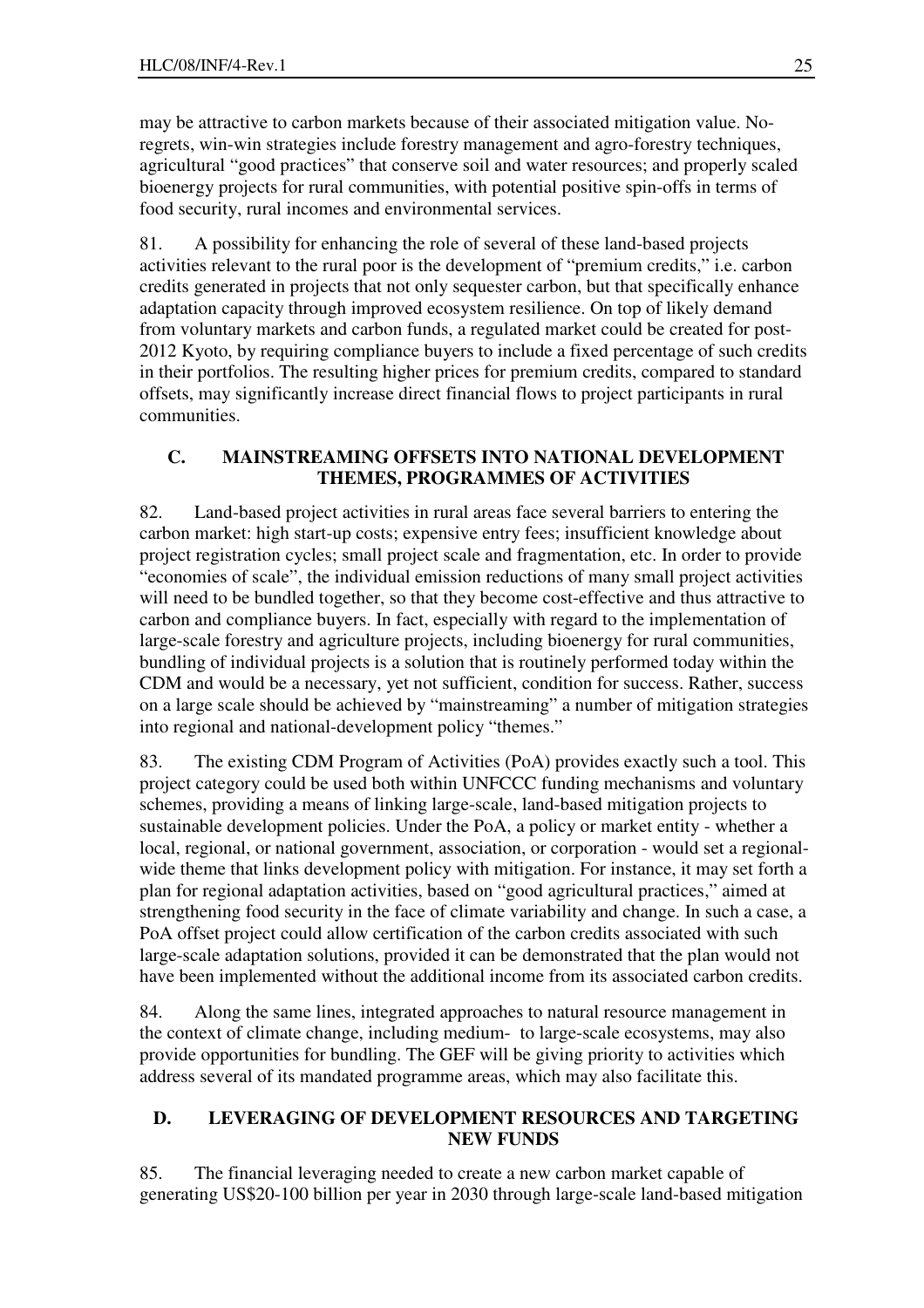may be attractive to carbon markets because of their associated mitigation value. No-regrets, win-win strategies include forestry management and agro-forestry techniques, agricultural "good practices" that conserve soil and water resources; and properly scaled bioenergy projects for rural communities, with potential positive spin-offs in terms of food security, rural incomes and environmental services.

81. A possibility for enhancing the role of several of these land-based projects activities relevant to the rural poor is the development of "premium credits," i.e. carbon credits generated in projects that not only sequester carbon, but that specifically enhance adaptation capacity through improved ecosystem resilience. On top of likely demand from voluntary markets and carbon funds, a regulated market could be created for post-2012 Kyoto, by requiring compliance buyers to include a fixed percentage of such credits in their portfolios. The resulting higher prices for premium credits, compared to standard offsets, may significantly increase direct financial flows to project participants in rural communities.

## C. MAINSTREAMING OFFSETS INTO NATIONAL DEVELOPMENT THEMES, PROGRAMMES OF ACTIVITIES

82. Land-based project activities in rural areas face several barriers to entering the carbon market: high start-up costs; expensive entry fees; insufficient knowledge about project registration cycles; small project scale and fragmentation, etc. In order to provide "economies of scale", the individual emission reductions of many small project activities will need to be bundled together, so that they become cost-effective and thus attractive to carbon and compliance buyers. In fact, especially with regard to the implementation of large-scale forestry and agriculture projects, including bioenergy for rural communities, bundling of individual projects is a solution that is routinely performed today within the CDM and would be a necessary, yet not sufficient, condition for success. Rather, success on a large scale should be achieved by "mainstreaming" a number of mitigation strategies into regional and national-development policy "themes."

83. The existing CDM Program of Activities (PoA) provides exactly such a tool. This project category could be used both within UNFCCC funding mechanisms and voluntary schemes, providing a means of linking large-scale, land-based mitigation projects to sustainable development policies. Under the PoA, a policy or market entity - whether a local, regional, or national government, association, or corporation - would set a regional-wide theme that links development policy with mitigation. For instance, it may set forth a plan for regional adaptation activities, based on "good agricultural practices," aimed at strengthening food security in the face of climate variability and change. In such a case, a PoA offset project could allow certification of the carbon credits associated with such large-scale adaptation solutions, provided it can be demonstrated that the plan would not have been implemented without the additional income from its associated carbon credits.

84. Along the same lines, integrated approaches to natural resource management in the context of climate change, including medium- to large-scale ecosystems, may also provide opportunities for bundling. The GEF will be giving priority to activities which address several of its mandated programme areas, which may also facilitate this.

## D. LEVERAGING OF DEVELOPMENT RESOURCES AND TARGETING NEW FUNDS

85. The financial leveraging needed to create a new carbon market capable of generating US$20-100 billion per year in 2030 through large-scale land-based mitigation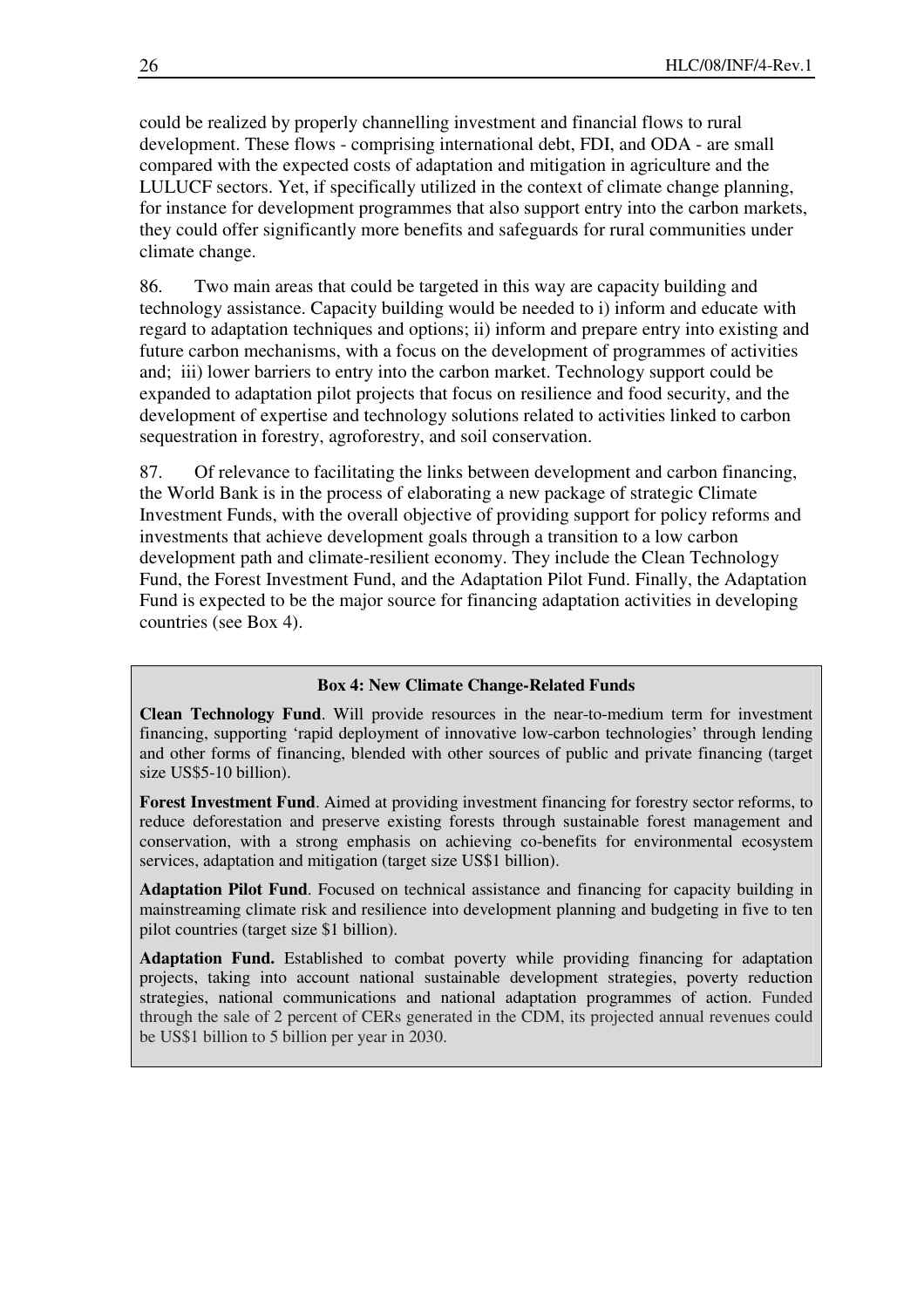could be realized by properly channelling investment and financial flows to rural development. These flows - comprising international debt, FDI, and ODA - are small compared with the expected costs of adaptation and mitigation in agriculture and the LULUCF sectors. Yet, if specifically utilized in the context of climate change planning, for instance for development programmes that also support entry into the carbon markets, they could offer significantly more benefits and safeguards for rural communities under climate change.

86. Two main areas that could be targeted in this way are capacity building and technology assistance. Capacity building would be needed to i) inform and educate with regard to adaptation techniques and options; ii) inform and prepare entry into existing and future carbon mechanisms, with a focus on the development of programmes of activities and; iii) lower barriers to entry into the carbon market. Technology support could be expanded to adaptation pilot projects that focus on resilience and food security, and the development of expertise and technology solutions related to activities linked to carbon sequestration in forestry, agroforestry, and soil conservation.

87. Of relevance to facilitating the links between development and carbon financing, the World Bank is in the process of elaborating a new package of strategic Climate Investment Funds, with the overall objective of providing support for policy reforms and investments that achieve development goals through a transition to a low carbon development path and climate-resilient economy. They include the Clean Technology Fund, the Forest Investment Fund, and the Adaptation Pilot Fund. Finally, the Adaptation Fund is expected to be the major source for financing adaptation activities in developing countries (see Box 4).

**Box 4: New Climate Change-Related Funds**

**Clean Technology Fund**. Will provide resources in the near-to-medium term for investment financing, supporting 'rapid deployment of innovative low-carbon technologies' through lending and other forms of financing, blended with other sources of public and private financing (target size US$5-10 billion).

**Forest Investment Fund**. Aimed at providing investment financing for forestry sector reforms, to reduce deforestation and preserve existing forests through sustainable forest management and conservation, with a strong emphasis on achieving co-benefits for environmental ecosystem services, adaptation and mitigation (target size US$1 billion).

**Adaptation Pilot Fund**. Focused on technical assistance and financing for capacity building in mainstreaming climate risk and resilience into development planning and budgeting in five to ten pilot countries (target size $1 billion).

**Adaptation Fund.** Established to combat poverty while providing financing for adaptation projects, taking into account national sustainable development strategies, poverty reduction strategies, national communications and national adaptation programmes of action. Funded through the sale of 2 percent of CERs generated in the CDM, its projected annual revenues could be US$1 billion to 5 billion per year in 2030.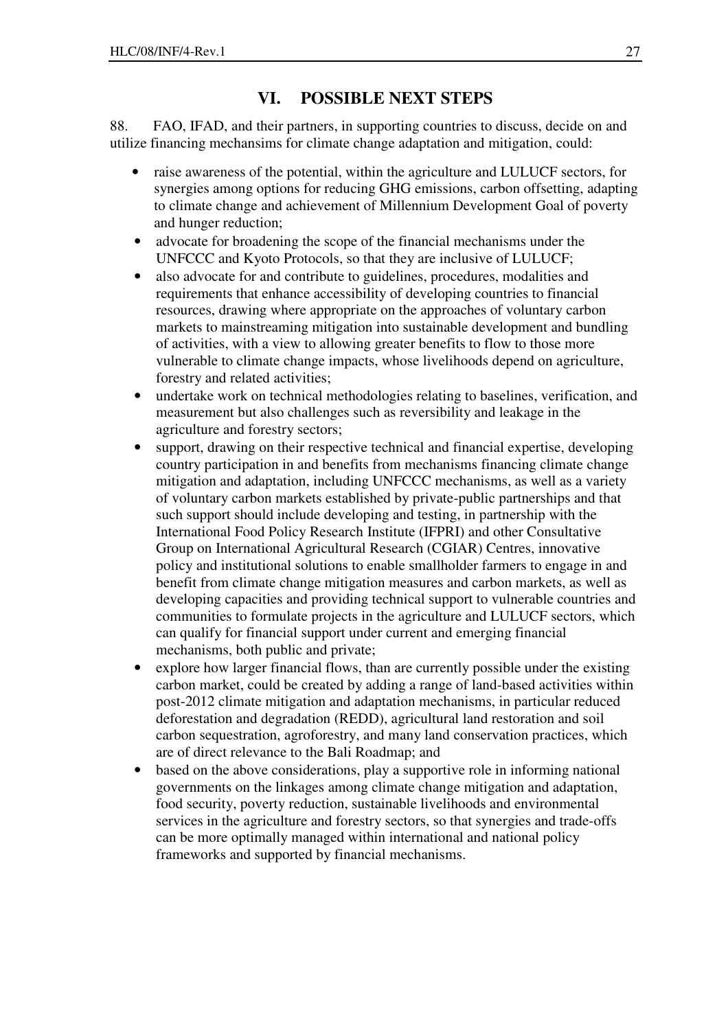# VI. POSSIBLE NEXT STEPS

88. FAO, IFAD, and their partners, in supporting countries to discuss, decide on and utilize financing mechansims for climate change adaptation and mitigation, could:

- raise awareness of the potential, within the agriculture and LULUCF sectors, for synergies among options for reducing GHG emissions, carbon offsetting, adapting to climate change and achievement of Millennium Development Goal of poverty and hunger reduction;
- advocate for broadening the scope of the financial mechanisms under the UNFCCC and Kyoto Protocols, so that they are inclusive of LULUCF;
- also advocate for and contribute to guidelines, procedures, modalities and requirements that enhance accessibility of developing countries to financial resources, drawing where appropriate on the approaches of voluntary carbon markets to mainstreaming mitigation into sustainable development and bundling of activities, with a view to allowing greater benefits to flow to those more vulnerable to climate change impacts, whose livelihoods depend on agriculture, forestry and related activities;
- undertake work on technical methodologies relating to baselines, verification, and measurement but also challenges such as reversibility and leakage in the agriculture and forestry sectors;
- support, drawing on their respective technical and financial expertise, developing country participation in and benefits from mechanisms financing climate change mitigation and adaptation, including UNFCCC mechanisms, as well as a variety of voluntary carbon markets established by private-public partnerships and that such support should include developing and testing, in partnership with the International Food Policy Research Institute (IFPRI) and other Consultative Group on International Agricultural Research (CGIAR) Centres, innovative policy and institutional solutions to enable smallholder farmers to engage in and benefit from climate change mitigation measures and carbon markets, as well as developing capacities and providing technical support to vulnerable countries and communities to formulate projects in the agriculture and LULUCF sectors, which can qualify for financial support under current and emerging financial mechanisms, both public and private;
- explore how larger financial flows, than are currently possible under the existing carbon market, could be created by adding a range of land-based activities within post-2012 climate mitigation and adaptation mechanisms, in particular reduced deforestation and degradation (REDD), agricultural land restoration and soil carbon sequestration, agroforestry, and many land conservation practices, which are of direct relevance to the Bali Roadmap; and
- based on the above considerations, play a supportive role in informing national governments on the linkages among climate change mitigation and adaptation, food security, poverty reduction, sustainable livelihoods and environmental services in the agriculture and forestry sectors, so that synergies and trade-offs can be more optimally managed within international and national policy frameworks and supported by financial mechanisms.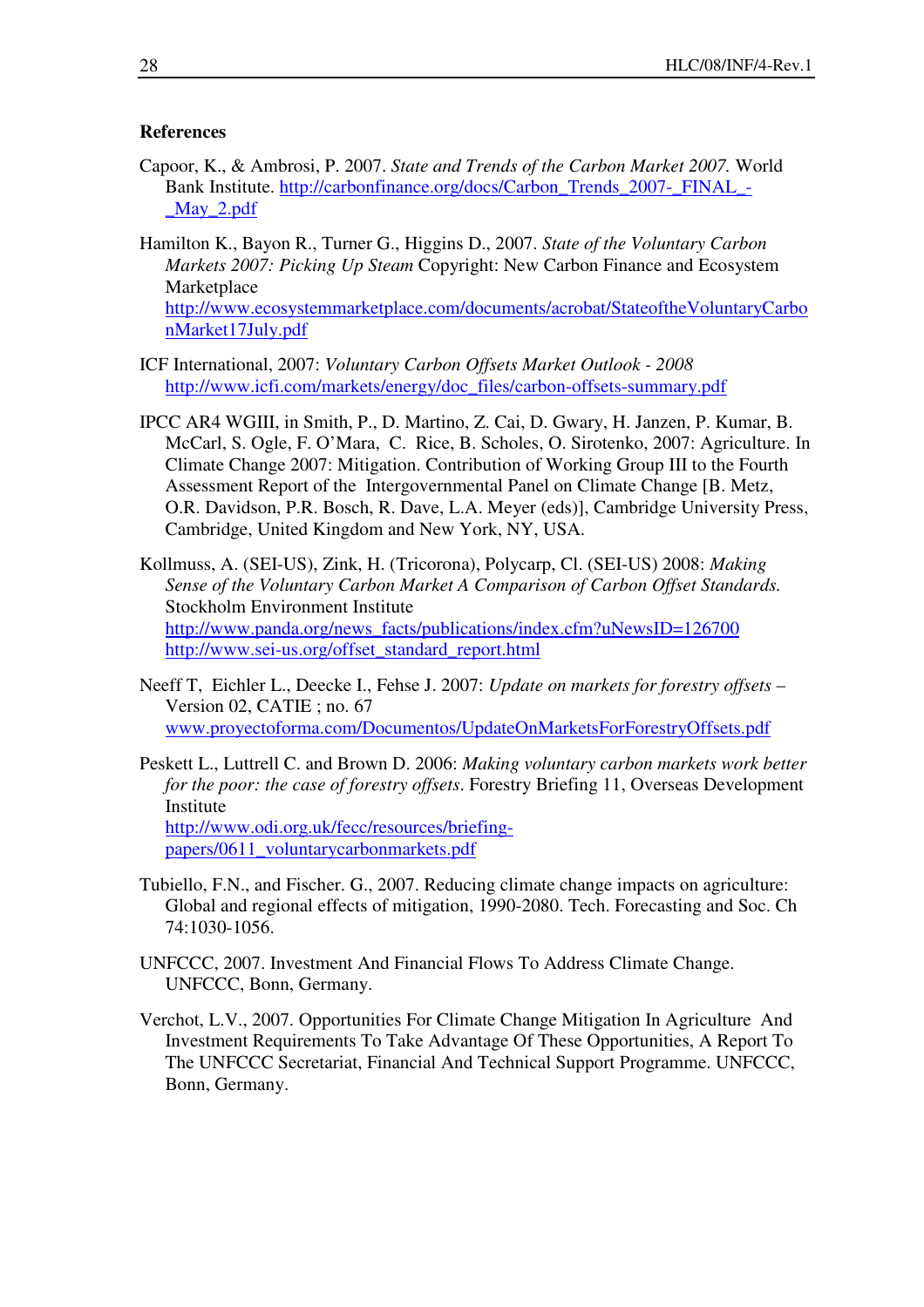## References

Capoor, K., & Ambrosi, P. 2007. *State and Trends of the Carbon Market 2007.* World Bank Institute. http://carbonfinance.org/docs/Carbon_Trends_2007-_FINAL_-_May_2.pdf

Hamilton K., Bayon R., Turner G., Higgins D., 2007. *State of the Voluntary Carbon Markets 2007: Picking Up Steam* Copyright: New Carbon Finance and Ecosystem Marketplace http://www.ecosystemmarketplace.com/documents/acrobat/StateoftheVoluntaryCarbonMarket17July.pdf

ICF International, 2007: *Voluntary Carbon Offsets Market Outlook - 2008* http://www.icfi.com/markets/energy/doc_files/carbon-offsets-summary.pdf

IPCC AR4 WGIII, in Smith, P., D. Martino, Z. Cai, D. Gwary, H. Janzen, P. Kumar, B. McCarl, S. Ogle, F. O'Mara, C. Rice, B. Scholes, O. Sirotenko, 2007: Agriculture. In Climate Change 2007: Mitigation. Contribution of Working Group III to the Fourth Assessment Report of the Intergovernmental Panel on Climate Change [B. Metz, O.R. Davidson, P.R. Bosch, R. Dave, L.A. Meyer (eds)], Cambridge University Press, Cambridge, United Kingdom and New York, NY, USA.

Kollmuss, A. (SEI-US), Zink, H. (Tricorona), Polycarp, Cl. (SEI-US) 2008: *Making Sense of the Voluntary Carbon Market A Comparison of Carbon Offset Standards.* Stockholm Environment Institute http://www.panda.org/news_facts/publications/index.cfm?uNewsID=126700 http://www.sei-us.org/offset_standard_report.html

Neeff T, Eichler L., Deecke I., Fehse J. 2007: *Update on markets for forestry offsets* – Version 02, CATIE ; no. 67 www.proyectoforma.com/Documentos/UpdateOnMarketsForForestryOffsets.pdf

Peskett L., Luttrell C. and Brown D. 2006: *Making voluntary carbon markets work better for the poor: the case of forestry offsets*. Forestry Briefing 11, Overseas Development Institute http://www.odi.org.uk/fecc/resources/briefing-papers/0611_voluntarycarbonmarkets.pdf

Tubiello, F.N., and Fischer. G., 2007. Reducing climate change impacts on agriculture: Global and regional effects of mitigation, 1990-2080. Tech. Forecasting and Soc. Ch 74:1030-1056.

UNFCCC, 2007. Investment And Financial Flows To Address Climate Change. UNFCCC, Bonn, Germany.

Verchot, L.V., 2007. Opportunities For Climate Change Mitigation In Agriculture And Investment Requirements To Take Advantage Of These Opportunities, A Report To The UNFCCC Secretariat, Financial And Technical Support Programme. UNFCCC, Bonn, Germany.